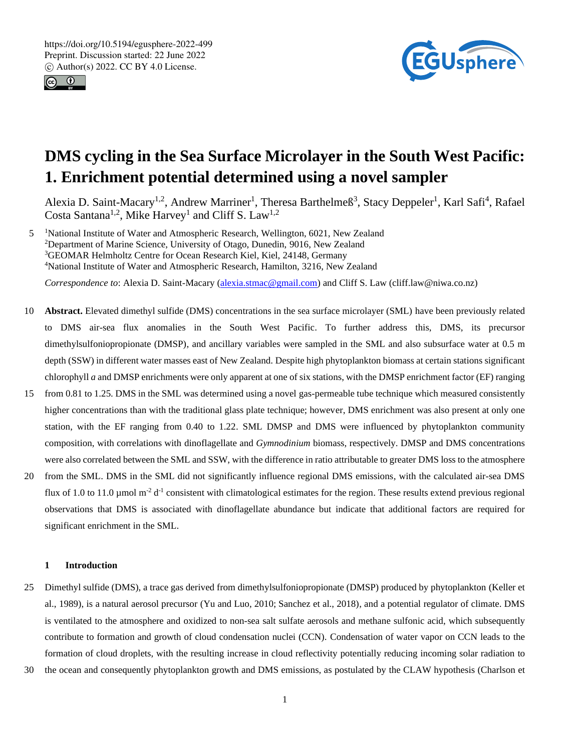# DMS cycling in the Sea Surface Microlayer in the South West Pacific: 1. Enrichment potential determined using a novel sampler

Alexia D. Saint-Macary[1,2], Andrew Marriner[1], Theresa Barthelmeß[3], Stacy Deppeler[1], Karl Safi[4], Rafael Costa Santana[1,2], Mike Harvey[1] and Cliff S. Law[1,2]

[1]National Institute of Water and Atmospheric Research, Wellington, 6021, New Zealand
[2]Department of Marine Science, University of Otago, Dunedin, 9016, New Zealand
[3]GEOMAR Helmholtz Centre for Ocean Research Kiel, Kiel, 24148, Germany
[4]National Institute of Water and Atmospheric Research, Hamilton, 3216, New Zealand

*Correspondence to*: Alexia D. Saint-Macary (alexia.stmac@gmail.com) and Cliff S. Law (cliff.law@niwa.co.nz)

**Abstract.** Elevated dimethyl sulfide (DMS) concentrations in the sea surface microlayer (SML) have been previously related to DMS air-sea flux anomalies in the South West Pacific. To further address this, DMS, its precursor dimethylsulfoniopropionate (DMSP), and ancillary variables were sampled in the SML and also subsurface water at 0.5 m depth (SSW) in different water masses east of New Zealand. Despite high phytoplankton biomass at certain stations significant chlorophyll *a* and DMSP enrichments were only apparent at one of six stations, with the DMSP enrichment factor (EF) ranging from 0.81 to 1.25. DMS in the SML was determined using a novel gas-permeable tube technique which measured consistently higher concentrations than with the traditional glass plate technique; however, DMS enrichment was also present at only one station, with the EF ranging from 0.40 to 1.22. SML DMSP and DMS were influenced by phytoplankton community composition, with correlations with dinoflagellate and *Gymnodinium* biomass, respectively. DMSP and DMS concentrations were also correlated between the SML and SSW, with the difference in ratio attributable to greater DMS loss to the atmosphere from the SML. DMS in the SML did not significantly influence regional DMS emissions, with the calculated air-sea DMS flux of 1.0 to 11.0 µmol $m^{-2}$ $d^{-1}$ consistent with climatological estimates for the region. These results extend previous regional observations that DMS is associated with dinoflagellate abundance but indicate that additional factors are required for significant enrichment in the SML.

## 1 Introduction

Dimethyl sulfide (DMS), a trace gas derived from dimethylsulfoniopropionate (DMSP) produced by phytoplankton (Keller et al., 1989), is a natural aerosol precursor (Yu and Luo, 2010; Sanchez et al., 2018), and a potential regulator of climate. DMS is ventilated to the atmosphere and oxidized to non-sea salt sulfate aerosols and methane sulfonic acid, which subsequently contribute to formation and growth of cloud condensation nuclei (CCN). Condensation of water vapor on CCN leads to the formation of cloud droplets, with the resulting increase in cloud reflectivity potentially reducing incoming solar radiation to the ocean and consequently phytoplankton growth and DMS emissions, as postulated by the CLAW hypothesis (Charlson et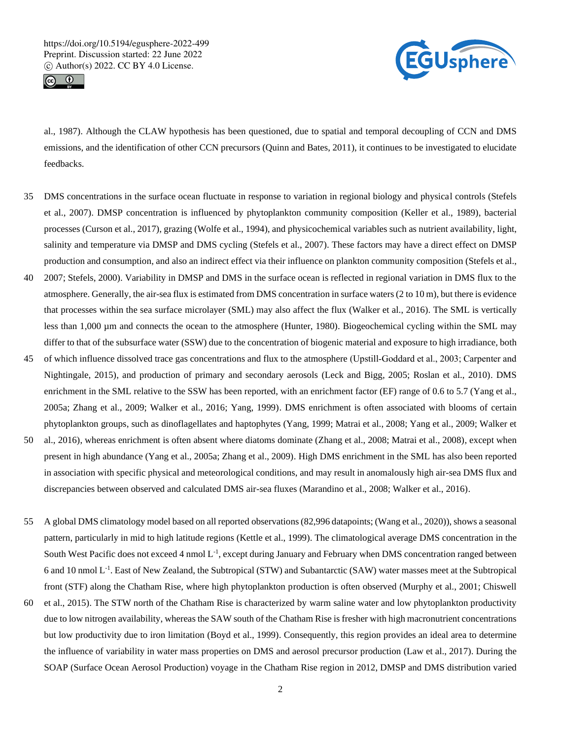al., 1987). Although the CLAW hypothesis has been questioned, due to spatial and temporal decoupling of CCN and DMS emissions, and the identification of other CCN precursors (Quinn and Bates, 2011), it continues to be investigated to elucidate feedbacks.

DMS concentrations in the surface ocean fluctuate in response to variation in regional biology and physical controls (Stefels et al., 2007). DMSP concentration is influenced by phytoplankton community composition (Keller et al., 1989), bacterial processes (Curson et al., 2017), grazing (Wolfe et al., 1994), and physicochemical variables such as nutrient availability, light, salinity and temperature via DMSP and DMS cycling (Stefels et al., 2007). These factors may have a direct effect on DMSP production and consumption, and also an indirect effect via their influence on plankton community composition (Stefels et al., 2007; Stefels, 2000). Variability in DMSP and DMS in the surface ocean is reflected in regional variation in DMS flux to the atmosphere. Generally, the air-sea flux is estimated from DMS concentration in surface waters (2 to 10 m), but there is evidence that processes within the sea surface microlayer (SML) may also affect the flux (Walker et al., 2016). The SML is vertically less than 1,000 µm and connects the ocean to the atmosphere (Hunter, 1980). Biogeochemical cycling within the SML may differ to that of the subsurface water (SSW) due to the concentration of biogenic material and exposure to high irradiance, both of which influence dissolved trace gas concentrations and flux to the atmosphere (Upstill-Goddard et al., 2003; Carpenter and Nightingale, 2015), and production of primary and secondary aerosols (Leck and Bigg, 2005; Roslan et al., 2010). DMS enrichment in the SML relative to the SSW has been reported, with an enrichment factor (EF) range of 0.6 to 5.7 (Yang et al., 2005a; Zhang et al., 2009; Walker et al., 2016; Yang, 1999). DMS enrichment is often associated with blooms of certain phytoplankton groups, such as dinoflagellates and haptophytes (Yang, 1999; Matrai et al., 2008; Yang et al., 2009; Walker et al., 2016), whereas enrichment is often absent where diatoms dominate (Zhang et al., 2008; Matrai et al., 2008), except when present in high abundance (Yang et al., 2005a; Zhang et al., 2009). High DMS enrichment in the SML has also been reported in association with specific physical and meteorological conditions, and may result in anomalously high air-sea DMS flux and discrepancies between observed and calculated DMS air-sea fluxes (Marandino et al., 2008; Walker et al., 2016).

A global DMS climatology model based on all reported observations (82,996 datapoints; (Wang et al., 2020)), shows a seasonal pattern, particularly in mid to high latitude regions (Kettle et al., 1999). The climatological average DMS concentration in the South West Pacific does not exceed 4 nmol $L^{-1}$, except during January and February when DMS concentration ranged between 6 and 10 nmol $L^{-1}$. East of New Zealand, the Subtropical (STW) and Subantarctic (SAW) water masses meet at the Subtropical front (STF) along the Chatham Rise, where high phytoplankton production is often observed (Murphy et al., 2001; Chiswell et al., 2015). The STW north of the Chatham Rise is characterized by warm saline water and low phytoplankton productivity due to low nitrogen availability, whereas the SAW south of the Chatham Rise is fresher with high macronutrient concentrations but low productivity due to iron limitation (Boyd et al., 1999). Consequently, this region provides an ideal area to determine the influence of variability in water mass properties on DMS and aerosol precursor production (Law et al., 2017). During the SOAP (Surface Ocean Aerosol Production) voyage in the Chatham Rise region in 2012, DMSP and DMS distribution varied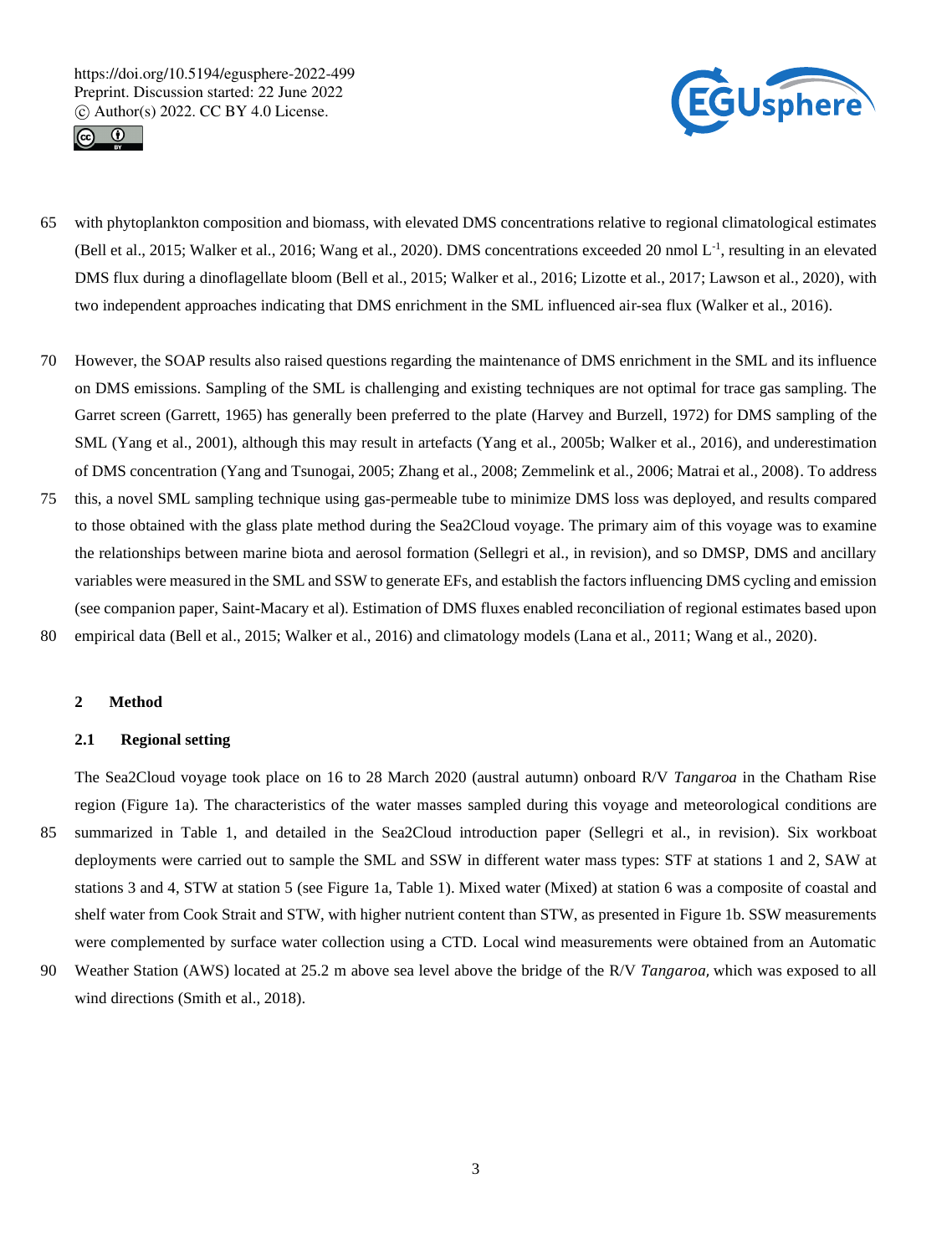with phytoplankton composition and biomass, with elevated DMS concentrations relative to regional climatological estimates (Bell et al., 2015; Walker et al., 2016; Wang et al., 2020). DMS concentrations exceeded 20 nmol $L^{-1}$, resulting in an elevated DMS flux during a dinoflagellate bloom (Bell et al., 2015; Walker et al., 2016; Lizotte et al., 2017; Lawson et al., 2020), with two independent approaches indicating that DMS enrichment in the SML influenced air-sea flux (Walker et al., 2016).

However, the SOAP results also raised questions regarding the maintenance of DMS enrichment in the SML and its influence on DMS emissions. Sampling of the SML is challenging and existing techniques are not optimal for trace gas sampling. The Garret screen (Garrett, 1965) has generally been preferred to the plate (Harvey and Burzell, 1972) for DMS sampling of the SML (Yang et al., 2001), although this may result in artefacts (Yang et al., 2005b; Walker et al., 2016), and underestimation of DMS concentration (Yang and Tsunogai, 2005; Zhang et al., 2008; Zemmelink et al., 2006; Matrai et al., 2008). To address this, a novel SML sampling technique using gas-permeable tube to minimize DMS loss was deployed, and results compared to those obtained with the glass plate method during the Sea2Cloud voyage. The primary aim of this voyage was to examine the relationships between marine biota and aerosol formation (Sellegri et al., in revision), and so DMSP, DMS and ancillary variables were measured in the SML and SSW to generate EFs, and establish the factors influencing DMS cycling and emission (see companion paper, Saint-Macary et al). Estimation of DMS fluxes enabled reconciliation of regional estimates based upon empirical data (Bell et al., 2015; Walker et al., 2016) and climatology models (Lana et al., 2011; Wang et al., 2020).

## 2 Method

### 2.1 Regional setting

The Sea2Cloud voyage took place on 16 to 28 March 2020 (austral autumn) onboard R/V *Tangaroa* in the Chatham Rise region (Figure 1a). The characteristics of the water masses sampled during this voyage and meteorological conditions are summarized in Table 1, and detailed in the Sea2Cloud introduction paper (Sellegri et al., in revision). Six workboat deployments were carried out to sample the SML and SSW in different water mass types: STF at stations 1 and 2, SAW at stations 3 and 4, STW at station 5 (see Figure 1a, Table 1). Mixed water (Mixed) at station 6 was a composite of coastal and shelf water from Cook Strait and STW, with higher nutrient content than STW, as presented in Figure 1b. SSW measurements were complemented by surface water collection using a CTD. Local wind measurements were obtained from an Automatic Weather Station (AWS) located at 25.2 m above sea level above the bridge of the R/V *Tangaroa,* which was exposed to all wind directions (Smith et al., 2018).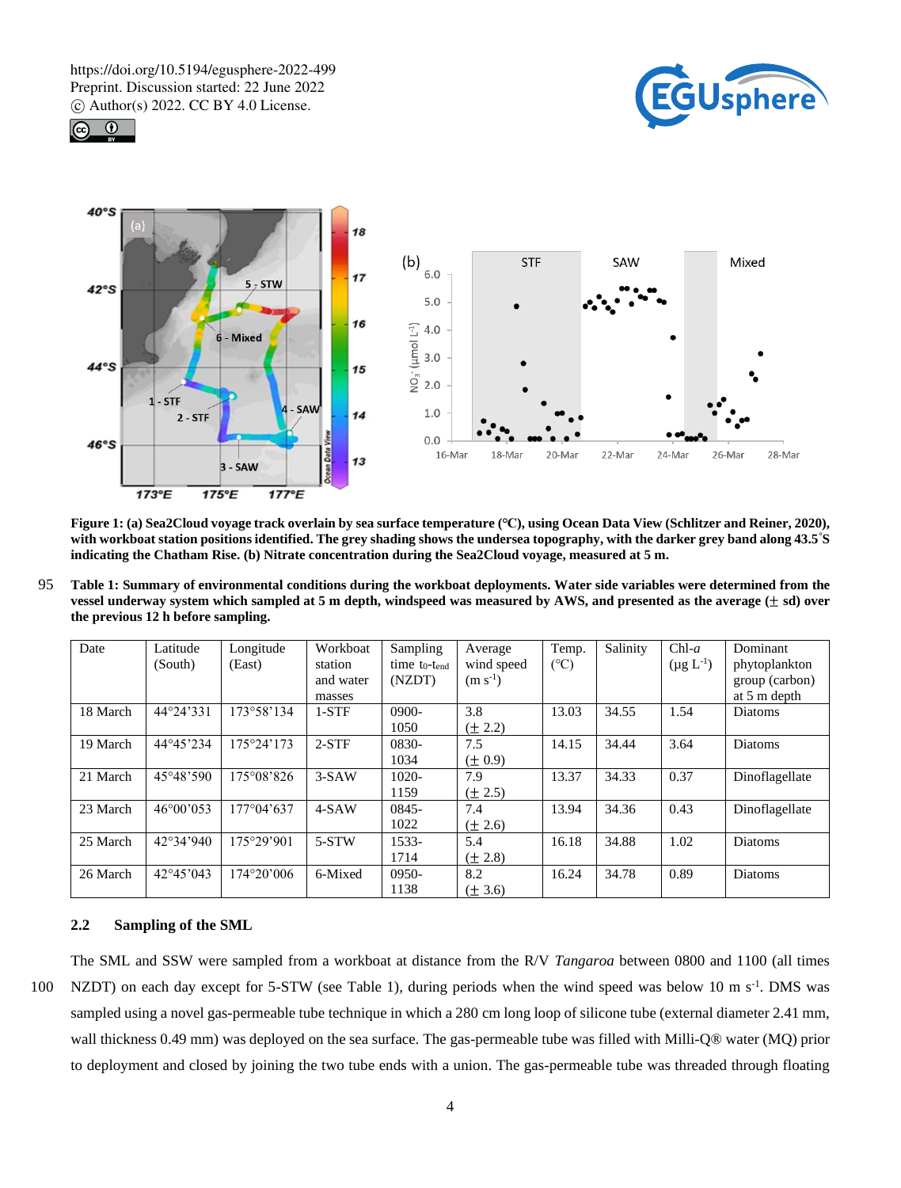**Figure 1: (a) Sea2Cloud voyage track overlain by sea surface temperature (°C), using Ocean Data View (Schlitzer and Reiner, 2020), with workboat station positions identified. The grey shading shows the undersea topography, with the darker grey band along 43.5°S indicating the Chatham Rise. (b) Nitrate concentration during the Sea2Cloud voyage, measured at 5 m.**

**Table 1: Summary of environmental conditions during the workboat deployments. Water side variables were determined from the vessel underway system which sampled at 5 m depth, windspeed was measured by AWS, and presented as the average (± sd) over the previous 12 h before sampling.**

| Date | Latitude (South) | Longitude (East) | Workboat station and water masses | Sampling time $t_0$-$t_{end}$ (NZDT) | Average wind speed (m $s^{-1}$) | Temp. (°C) | Salinity | Chl-*a* (µg $L^{-1}$) | Dominant phytoplankton group (carbon) at 5 m depth |
|---|---|---|---|---|---|---|---|---|---|
| 18 March | 44°24'331 | 173°58'134 | 1-STF | 0900-1050 | 3.8 (± 2.2) | 13.03 | 34.55 | 1.54 | Diatoms |
| 19 March | 44°45'234 | 175°24'173 | 2-STF | 0830-1034 | 7.5 (± 0.9) | 14.15 | 34.44 | 3.64 | Diatoms |
| 21 March | 45°48'590 | 175°08'826 | 3-SAW | 1020-1159 | 7.9 (± 2.5) | 13.37 | 34.33 | 0.37 | Dinoflagellate |
| 23 March | 46°00'053 | 177°04'637 | 4-SAW | 0845-1022 | 7.4 (± 2.6) | 13.94 | 34.36 | 0.43 | Dinoflagellate |
| 25 March | 42°34'940 | 175°29'901 | 5-STW | 1533-1714 | 5.4 (± 2.8) | 16.18 | 34.88 | 1.02 | Diatoms |
| 26 March | 42°45'043 | 174°20'006 | 6-Mixed | 0950-1138 | 8.2 (± 3.6) | 16.24 | 34.78 | 0.89 | Diatoms |

### 2.2 Sampling of the SML

The SML and SSW were sampled from a workboat at distance from the R/V *Tangaroa* between 0800 and 1100 (all times NZDT) on each day except for 5-STW (see Table 1), during periods when the wind speed was below 10 m $s^{-1}$. DMS was sampled using a novel gas-permeable tube technique in which a 280 cm long loop of silicone tube (external diameter 2.41 mm, wall thickness 0.49 mm) was deployed on the sea surface. The gas-permeable tube was filled with Milli-Q® water (MQ) prior to deployment and closed by joining the two tube ends with a union. The gas-permeable tube was threaded through floating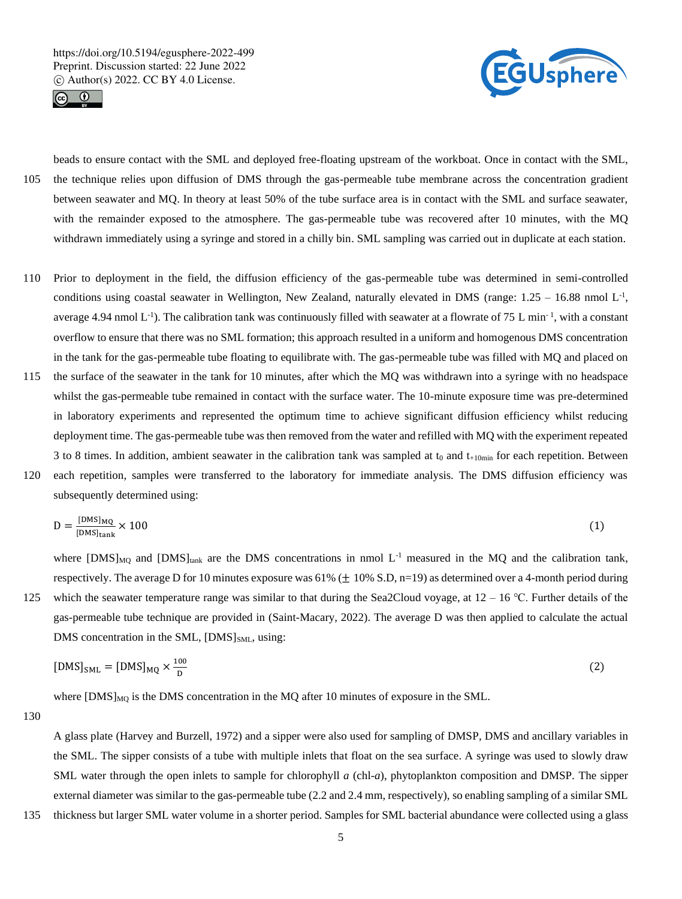beads to ensure contact with the SML and deployed free-floating upstream of the workboat. Once in contact with the SML, the technique relies upon diffusion of DMS through the gas-permeable tube membrane across the concentration gradient between seawater and MQ. In theory at least 50% of the tube surface area is in contact with the SML and surface seawater, with the remainder exposed to the atmosphere. The gas-permeable tube was recovered after 10 minutes, with the MQ withdrawn immediately using a syringe and stored in a chilly bin. SML sampling was carried out in duplicate at each station.

Prior to deployment in the field, the diffusion efficiency of the gas-permeable tube was determined in semi-controlled conditions using coastal seawater in Wellington, New Zealand, naturally elevated in DMS (range: 1.25 – 16.88 nmol $L^{-1}$, average 4.94 nmol $L^{-1}$). The calibration tank was continuously filled with seawater at a flowrate of 75 L $min^{-1}$, with a constant overflow to ensure that there was no SML formation; this approach resulted in a uniform and homogenous DMS concentration in the tank for the gas-permeable tube floating to equilibrate with. The gas-permeable tube was filled with MQ and placed on the surface of the seawater in the tank for 10 minutes, after which the MQ was withdrawn into a syringe with no headspace whilst the gas-permeable tube remained in contact with the surface water. The 10-minute exposure time was pre-determined in laboratory experiments and represented the optimum time to achieve significant diffusion efficiency whilst reducing deployment time. The gas-permeable tube was then removed from the water and refilled with MQ with the experiment repeated 3 to 8 times. In addition, ambient seawater in the calibration tank was sampled at $t_0$ and $t_{+10min}$ for each repetition. Between each repetition, samples were transferred to the laboratory for immediate analysis. The DMS diffusion efficiency was subsequently determined using:

$$\mathrm{D} = \frac{[\mathrm{DMS}]_{\mathrm{MQ}}}{[\mathrm{DMS}]_{\mathrm{tank}}} \times 100 \tag{1}$$

where $[\mathrm{DMS}]_{\mathrm{MQ}}$ and $[\mathrm{DMS}]_{\mathrm{tank}}$ are the DMS concentrations in nmol $L^{-1}$ measured in the MQ and the calibration tank, respectively. The average D for 10 minutes exposure was 61% ($\pm$ 10% S.D, n=19) as determined over a 4-month period during which the seawater temperature range was similar to that during the Sea2Cloud voyage, at 12 – 16 °C. Further details of the gas-permeable tube technique are provided in (Saint-Macary, 2022). The average D was then applied to calculate the actual DMS concentration in the SML, $[\mathrm{DMS}]_{\mathrm{SML}}$, using:

$$[\mathrm{DMS}]_{\mathrm{SML}} = [\mathrm{DMS}]_{\mathrm{MQ}} \times \frac{100}{\mathrm{D}} \tag{2}$$

where $[\mathrm{DMS}]_{\mathrm{MQ}}$ is the DMS concentration in the MQ after 10 minutes of exposure in the SML.

A glass plate (Harvey and Burzell, 1972) and a sipper were also used for sampling of DMSP, DMS and ancillary variables in the SML. The sipper consists of a tube with multiple inlets that float on the sea surface. A syringe was used to slowly draw SML water through the open inlets to sample for chlorophyll *a* (chl-*a*), phytoplankton composition and DMSP. The sipper external diameter was similar to the gas-permeable tube (2.2 and 2.4 mm, respectively), so enabling sampling of a similar SML thickness but larger SML water volume in a shorter period. Samples for SML bacterial abundance were collected using a glass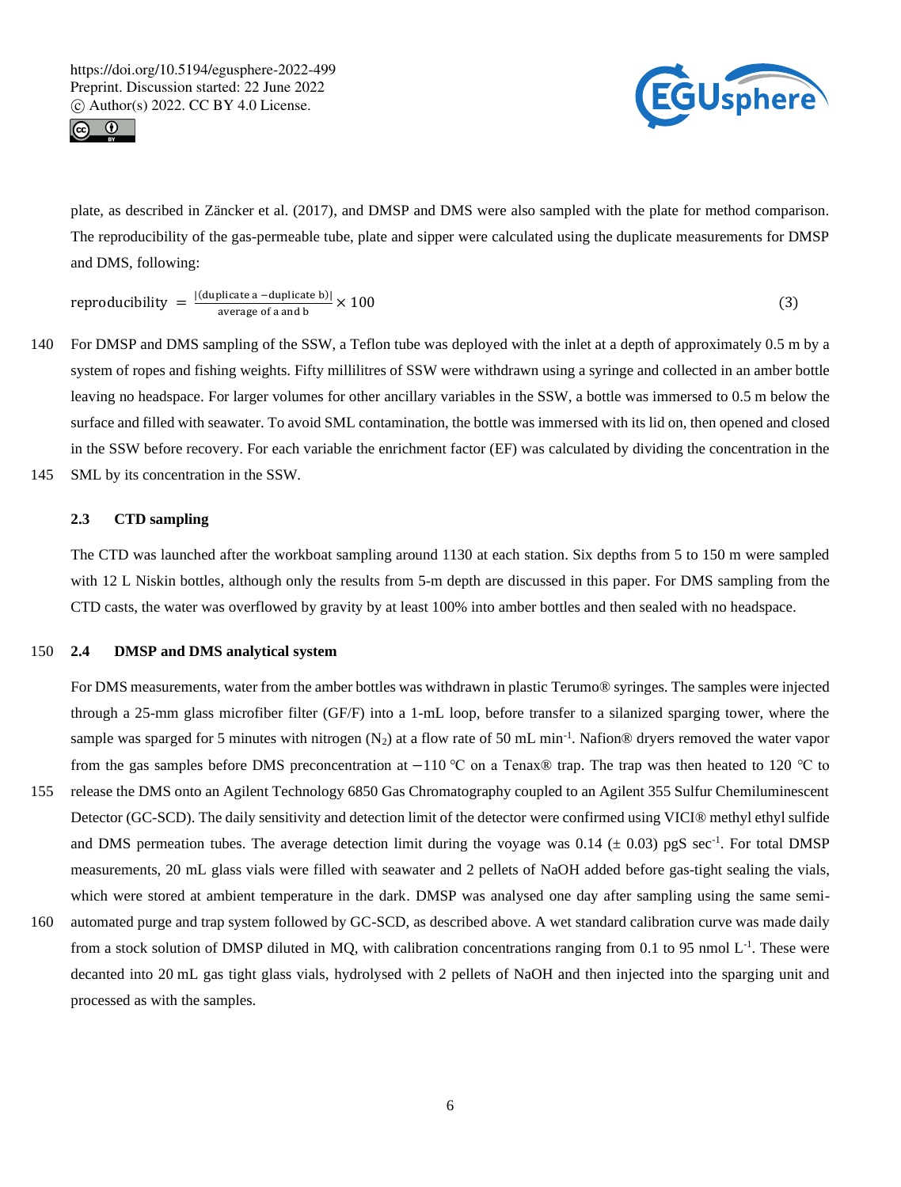plate, as described in Zäncker et al. (2017), and DMSP and DMS were also sampled with the plate for method comparison. The reproducibility of the gas-permeable tube, plate and sipper were calculated using the duplicate measurements for DMSP and DMS, following:

$$\text{reproducibility} = \frac{|(\text{duplicate a} - \text{duplicate b})|}{\text{average of a and b}} \times 100 \tag{3}$$

For DMSP and DMS sampling of the SSW, a Teflon tube was deployed with the inlet at a depth of approximately 0.5 m by a system of ropes and fishing weights. Fifty millilitres of SSW were withdrawn using a syringe and collected in an amber bottle leaving no headspace. For larger volumes for other ancillary variables in the SSW, a bottle was immersed to 0.5 m below the surface and filled with seawater. To avoid SML contamination, the bottle was immersed with its lid on, then opened and closed in the SSW before recovery. For each variable the enrichment factor (EF) was calculated by dividing the concentration in the SML by its concentration in the SSW.

### 2.3 CTD sampling

The CTD was launched after the workboat sampling around 1130 at each station. Six depths from 5 to 150 m were sampled with 12 L Niskin bottles, although only the results from 5-m depth are discussed in this paper. For DMS sampling from the CTD casts, the water was overflowed by gravity by at least 100% into amber bottles and then sealed with no headspace.

### 2.4 DMSP and DMS analytical system

For DMS measurements, water from the amber bottles was withdrawn in plastic Terumo® syringes. The samples were injected through a 25-mm glass microfiber filter (GF/F) into a 1-mL loop, before transfer to a silanized sparging tower, where the sample was sparged for 5 minutes with nitrogen ($N_2$) at a flow rate of 50 mL min$^{-1}$. Nafion® dryers removed the water vapor from the gas samples before DMS preconcentration at −110 ℃ on a Tenax® trap. The trap was then heated to 120 ℃ to release the DMS onto an Agilent Technology 6850 Gas Chromatography coupled to an Agilent 355 Sulfur Chemiluminescent Detector (GC-SCD). The daily sensitivity and detection limit of the detector were confirmed using VICI® methyl ethyl sulfide and DMS permeation tubes. The average detection limit during the voyage was 0.14 (± 0.03) pgS sec$^{-1}$. For total DMSP measurements, 20 mL glass vials were filled with seawater and 2 pellets of NaOH added before gas-tight sealing the vials, which were stored at ambient temperature in the dark. DMSP was analysed one day after sampling using the same semi-automated purge and trap system followed by GC-SCD, as described above. A wet standard calibration curve was made daily from a stock solution of DMSP diluted in MQ, with calibration concentrations ranging from 0.1 to 95 nmol L$^{-1}$. These were decanted into 20 mL gas tight glass vials, hydrolysed with 2 pellets of NaOH and then injected into the sparging unit and processed as with the samples.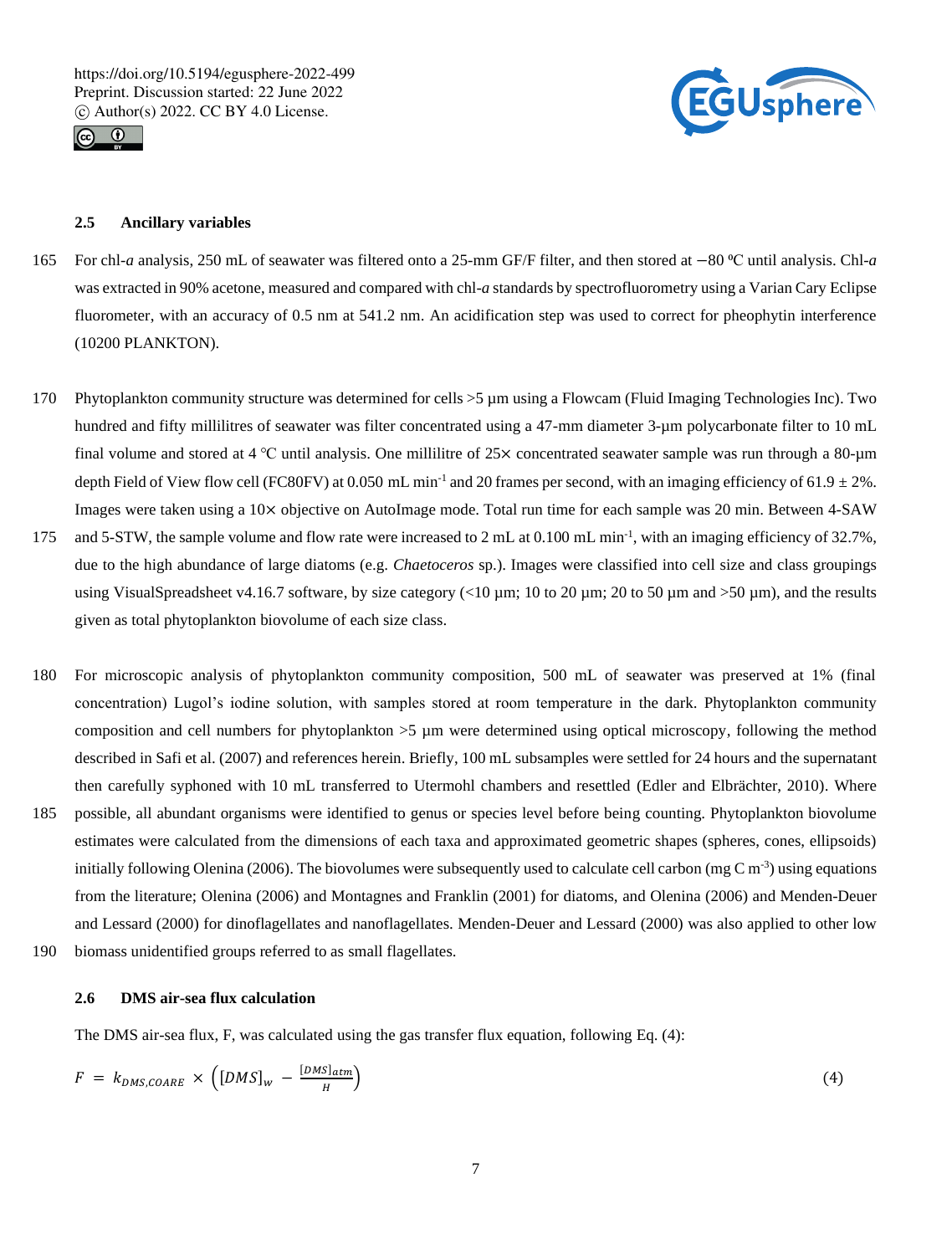### 2.5 Ancillary variables

For chl-*a* analysis, 250 mL of seawater was filtered onto a 25-mm GF/F filter, and then stored at −80 ºC until analysis. Chl-*a* was extracted in 90% acetone, measured and compared with chl-*a* standards by spectrofluorometry using a Varian Cary Eclipse fluorometer, with an accuracy of 0.5 nm at 541.2 nm. An acidification step was used to correct for pheophytin interference (10200 PLANKTON).

Phytoplankton community structure was determined for cells >5 µm using a Flowcam (Fluid Imaging Technologies Inc). Two hundred and fifty millilitres of seawater was filter concentrated using a 47-mm diameter 3-µm polycarbonate filter to 10 mL final volume and stored at 4 °C until analysis. One millilitre of 25× concentrated seawater sample was run through a 80-µm depth Field of View flow cell (FC80FV) at 0.050 mL min$^{-1}$ and 20 frames per second, with an imaging efficiency of 61.9 ± 2%. Images were taken using a 10× objective on AutoImage mode. Total run time for each sample was 20 min. Between 4-SAW and 5-STW, the sample volume and flow rate were increased to 2 mL at 0.100 mL min$^{-1}$, with an imaging efficiency of 32.7%, due to the high abundance of large diatoms (e.g. *Chaetoceros* sp.). Images were classified into cell size and class groupings using VisualSpreadsheet v4.16.7 software, by size category (<10 µm; 10 to 20 µm; 20 to 50 µm and >50 µm), and the results given as total phytoplankton biovolume of each size class.

For microscopic analysis of phytoplankton community composition, 500 mL of seawater was preserved at 1% (final concentration) Lugol's iodine solution, with samples stored at room temperature in the dark. Phytoplankton community composition and cell numbers for phytoplankton >5 µm were determined using optical microscopy, following the method described in Safi et al. (2007) and references herein. Briefly, 100 mL subsamples were settled for 24 hours and the supernatant then carefully syphoned with 10 mL transferred to Utermohl chambers and resettled (Edler and Elbrächter, 2010). Where possible, all abundant organisms were identified to genus or species level before being counting. Phytoplankton biovolume estimates were calculated from the dimensions of each taxa and approximated geometric shapes (spheres, cones, ellipsoids) initially following Olenina (2006). The biovolumes were subsequently used to calculate cell carbon (mg C m$^{-3}$) using equations from the literature; Olenina (2006) and Montagnes and Franklin (2001) for diatoms, and Olenina (2006) and Menden-Deuer and Lessard (2000) for dinoflagellates and nanoflagellates. Menden-Deuer and Lessard (2000) was also applied to other low biomass unidentified groups referred to as small flagellates.

### 2.6 DMS air-sea flux calculation

The DMS air-sea flux, F, was calculated using the gas transfer flux equation, following Eq. (4):

$$F = k_{DMS,COARE} \times \left( [DMS]_w - \frac{[DMS]_{atm}}{H} \right) \quad (4)$$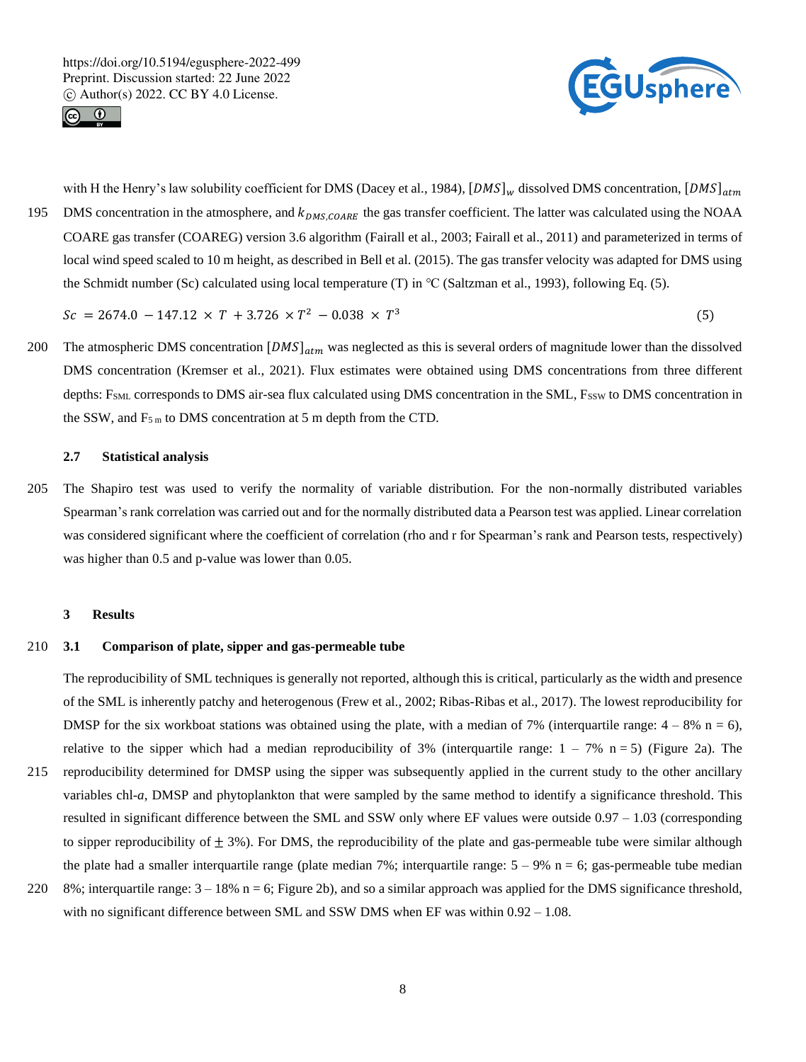with H the Henry's law solubility coefficient for DMS (Dacey et al., 1984), $[DMS]_w$ dissolved DMS concentration, $[DMS]_{atm}$ DMS concentration in the atmosphere, and $k_{DMS,COARE}$ the gas transfer coefficient. The latter was calculated using the NOAA COARE gas transfer (COAREG) version 3.6 algorithm (Fairall et al., 2003; Fairall et al., 2011) and parameterized in terms of local wind speed scaled to 10 m height, as described in Bell et al. (2015). The gas transfer velocity was adapted for DMS using the Schmidt number (Sc) calculated using local temperature (T) in °C (Saltzman et al., 1993), following Eq. (5).

$$Sc = 2674.0 - 147.12 \times T + 3.726 \times T^2 - 0.038 \times T^3 \quad (5)$$

The atmospheric DMS concentration $[DMS]_{atm}$ was neglected as this is several orders of magnitude lower than the dissolved DMS concentration (Kremser et al., 2021). Flux estimates were obtained using DMS concentrations from three different depths: $F_{SML}$ corresponds to DMS air-sea flux calculated using DMS concentration in the SML, $F_{SSW}$ to DMS concentration in the SSW, and $F_{5\,m}$ to DMS concentration at 5 m depth from the CTD.

### 2.7 Statistical analysis

The Shapiro test was used to verify the normality of variable distribution. For the non-normally distributed variables Spearman's rank correlation was carried out and for the normally distributed data a Pearson test was applied. Linear correlation was considered significant where the coefficient of correlation (rho and r for Spearman's rank and Pearson tests, respectively) was higher than 0.5 and p-value was lower than 0.05.

## 3 Results

### 3.1 Comparison of plate, sipper and gas-permeable tube

The reproducibility of SML techniques is generally not reported, although this is critical, particularly as the width and presence of the SML is inherently patchy and heterogenous (Frew et al., 2002; Ribas-Ribas et al., 2017). The lowest reproducibility for DMSP for the six workboat stations was obtained using the plate, with a median of 7% (interquartile range: 4 – 8% n = 6), relative to the sipper which had a median reproducibility of 3% (interquartile range: 1 – 7% n = 5) (Figure 2a). The reproducibility determined for DMSP using the sipper was subsequently applied in the current study to the other ancillary variables chl-*a*, DMSP and phytoplankton that were sampled by the same method to identify a significance threshold. This resulted in significant difference between the SML and SSW only where EF values were outside 0.97 – 1.03 (corresponding to sipper reproducibility of $\pm$ 3%). For DMS, the reproducibility of the plate and gas-permeable tube were similar although the plate had a smaller interquartile range (plate median 7%; interquartile range: 5 – 9% n = 6; gas-permeable tube median 8%; interquartile range: 3 – 18% n = 6; Figure 2b), and so a similar approach was applied for the DMS significance threshold, with no significant difference between SML and SSW DMS when EF was within 0.92 – 1.08.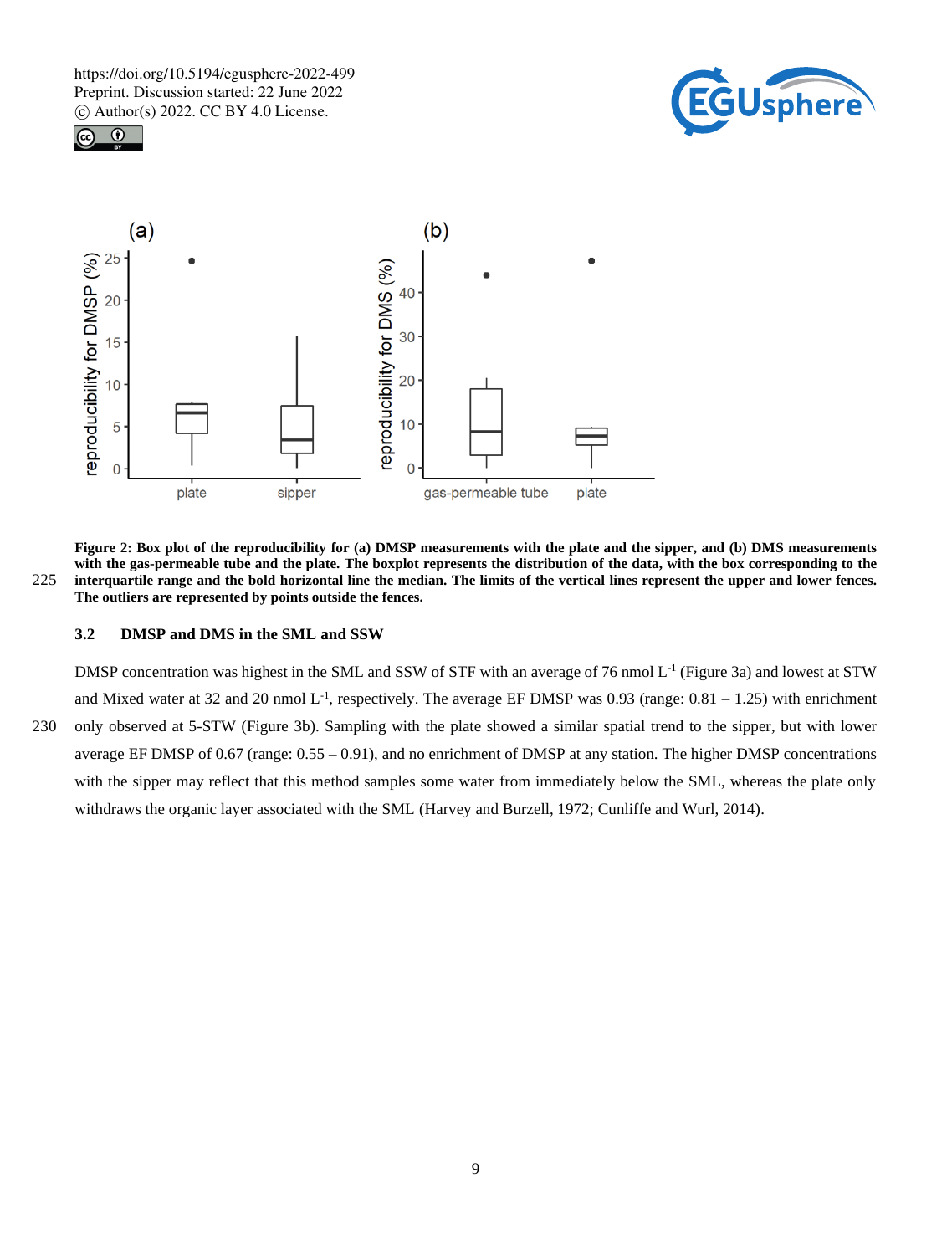**Figure 2: Box plot of the reproducibility for (a) DMSP measurements with the plate and the sipper, and (b) DMS measurements with the gas-permeable tube and the plate. The boxplot represents the distribution of the data, with the box corresponding to the interquartile range and the bold horizontal line the median. The limits of the vertical lines represent the upper and lower fences. The outliers are represented by points outside the fences.**

### 3.2 DMSP and DMS in the SML and SSW

DMSP concentration was highest in the SML and SSW of STF with an average of 76 nmol $L^{-1}$ (Figure 3a) and lowest at STW and Mixed water at 32 and 20 nmol $L^{-1}$, respectively. The average EF DMSP was 0.93 (range: 0.81 – 1.25) with enrichment only observed at 5-STW (Figure 3b). Sampling with the plate showed a similar spatial trend to the sipper, but with lower average EF DMSP of 0.67 (range: 0.55 – 0.91), and no enrichment of DMSP at any station. The higher DMSP concentrations with the sipper may reflect that this method samples some water from immediately below the SML, whereas the plate only withdraws the organic layer associated with the SML (Harvey and Burzell, 1972; Cunliffe and Wurl, 2014).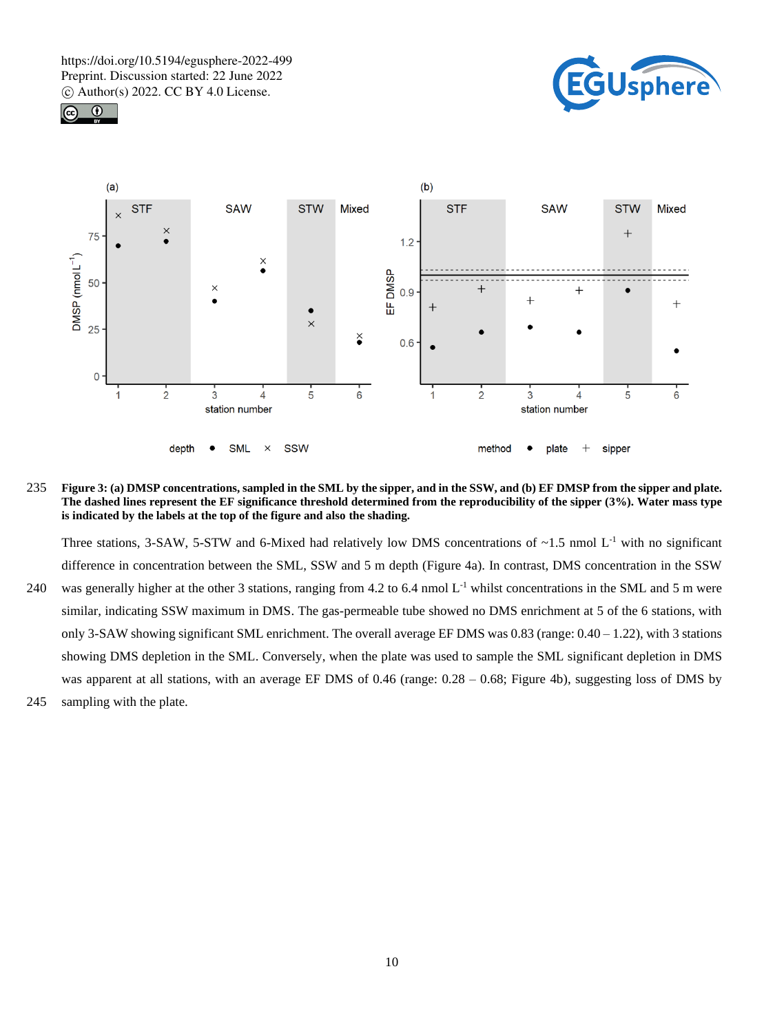**Figure 3: (a) DMSP concentrations, sampled in the SML by the sipper, and in the SSW, and (b) EF DMSP from the sipper and plate. The dashed lines represent the EF significance threshold determined from the reproducibility of the sipper (3%). Water mass type is indicated by the labels at the top of the figure and also the shading.**

Three stations, 3-SAW, 5-STW and 6-Mixed had relatively low DMS concentrations of ~1.5 nmol $L^{-1}$ with no significant difference in concentration between the SML, SSW and 5 m depth (Figure 4a). In contrast, DMS concentration in the SSW was generally higher at the other 3 stations, ranging from 4.2 to 6.4 nmol $L^{-1}$ whilst concentrations in the SML and 5 m were similar, indicating SSW maximum in DMS. The gas-permeable tube showed no DMS enrichment at 5 of the 6 stations, with only 3-SAW showing significant SML enrichment. The overall average EF DMS was 0.83 (range: 0.40 – 1.22), with 3 stations showing DMS depletion in the SML. Conversely, when the plate was used to sample the SML significant depletion in DMS was apparent at all stations, with an average EF DMS of 0.46 (range: 0.28 – 0.68; Figure 4b), suggesting loss of DMS by sampling with the plate.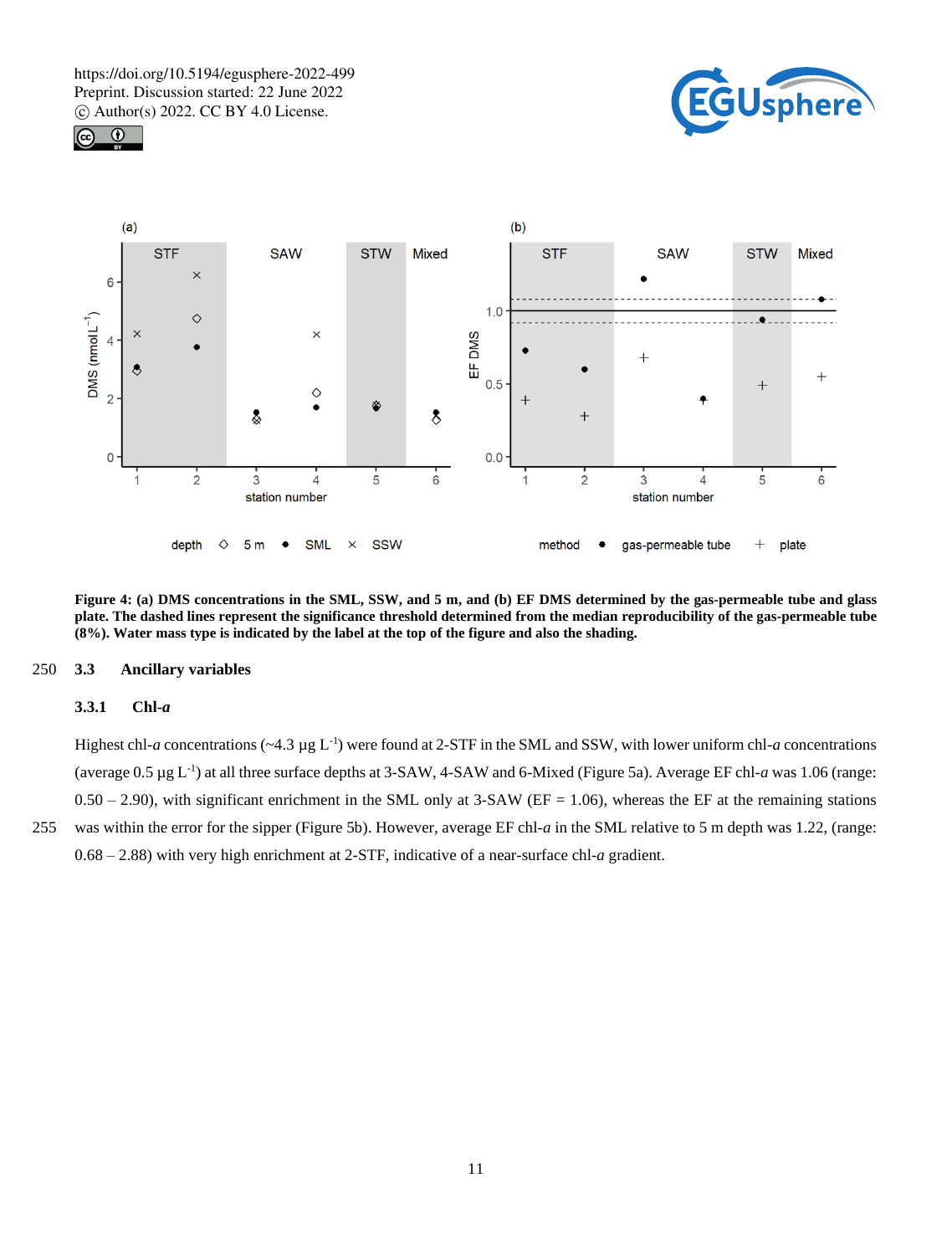**Figure 4: (a) DMS concentrations in the SML, SSW, and 5 m, and (b) EF DMS determined by the gas-permeable tube and glass plate. The dashed lines represent the significance threshold determined from the median reproducibility of the gas-permeable tube (8%). Water mass type is indicated by the label at the top of the figure and also the shading.**

### 3.3 Ancillary variables

#### 3.3.1 Chl-*a*

Highest chl-*a* concentrations (~4.3 µg $L^{-1}$) were found at 2-STF in the SML and SSW, with lower uniform chl-*a* concentrations (average 0.5 µg $L^{-1}$) at all three surface depths at 3-SAW, 4-SAW and 6-Mixed (Figure 5a). Average EF chl-*a* was 1.06 (range: 0.50 – 2.90), with significant enrichment in the SML only at 3-SAW (EF = 1.06), whereas the EF at the remaining stations was within the error for the sipper (Figure 5b). However, average EF chl-*a* in the SML relative to 5 m depth was 1.22, (range: 0.68 – 2.88) with very high enrichment at 2-STF, indicative of a near-surface chl-*a* gradient.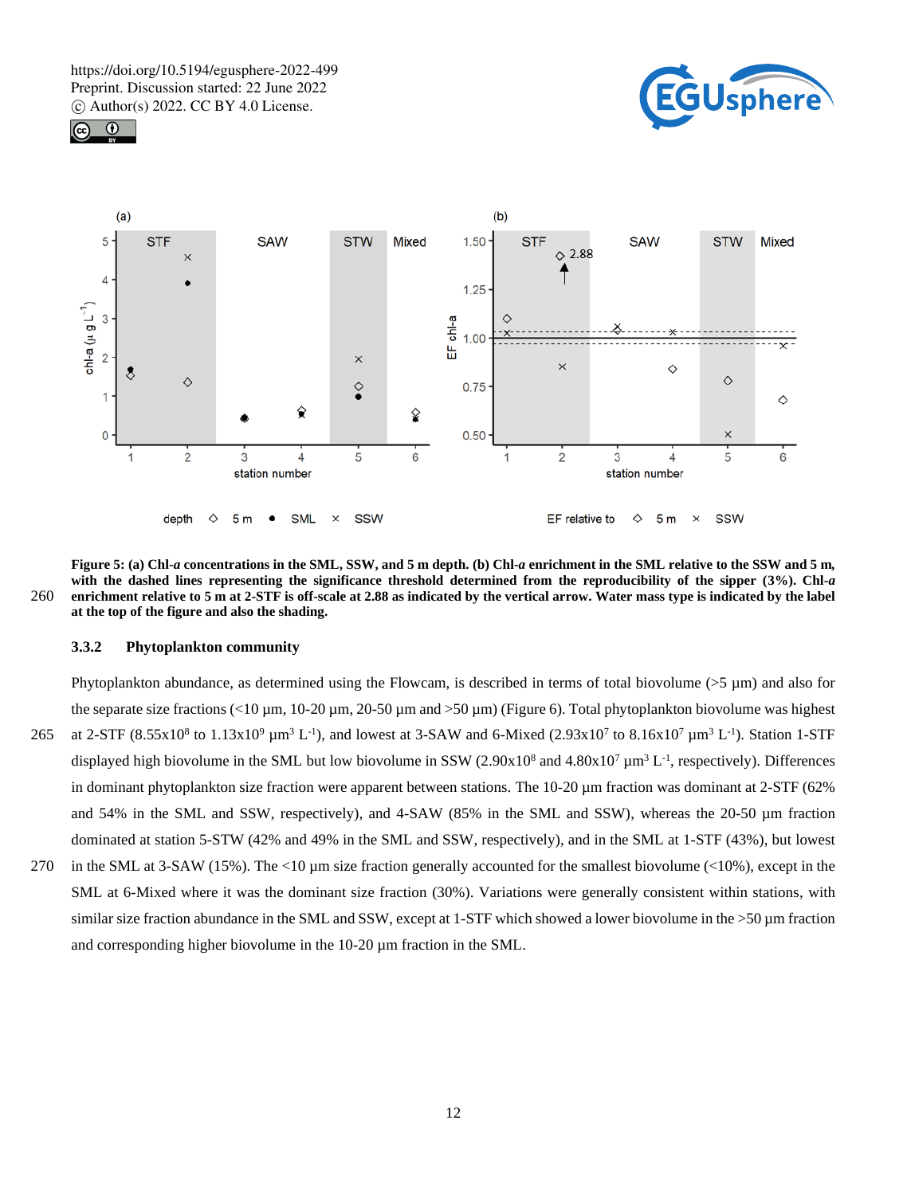**Figure 5: (a) Chl-*a* concentrations in the SML, SSW, and 5 m depth. (b) Chl-*a* enrichment in the SML relative to the SSW and 5 m, with the dashed lines representing the significance threshold determined from the reproducibility of the sipper (3%). Chl-*a* enrichment relative to 5 m at 2-STF is off-scale at 2.88 as indicated by the vertical arrow. Water mass type is indicated by the label at the top of the figure and also the shading.**

### 3.3.2 Phytoplankton community

Phytoplankton abundance, as determined using the Flowcam, is described in terms of total biovolume (>5 µm) and also for the separate size fractions (<10 µm, 10-20 µm, 20-50 µm and >50 µm) (Figure 6). Total phytoplankton biovolume was highest at 2-STF ($8.55 \times 10^8$ to $1.13 \times 10^9$ µm$^3$ L$^{-1}$), and lowest at 3-SAW and 6-Mixed ($2.93 \times 10^7$ to $8.16 \times 10^7$ µm$^3$ L$^{-1}$). Station 1-STF displayed high biovolume in the SML but low biovolume in SSW ($2.90 \times 10^8$ and $4.80 \times 10^7$ µm$^3$ L$^{-1}$, respectively). Differences in dominant phytoplankton size fraction were apparent between stations. The 10-20 µm fraction was dominant at 2-STF (62% and 54% in the SML and SSW, respectively), and 4-SAW (85% in the SML and SSW), whereas the 20-50 µm fraction dominated at station 5-STW (42% and 49% in the SML and SSW, respectively), and in the SML at 1-STF (43%), but lowest in the SML at 3-SAW (15%). The <10 µm size fraction generally accounted for the smallest biovolume (<10%), except in the SML at 6-Mixed where it was the dominant size fraction (30%). Variations were generally consistent within stations, with similar size fraction abundance in the SML and SSW, except at 1-STF which showed a lower biovolume in the >50 µm fraction and corresponding higher biovolume in the 10-20 µm fraction in the SML.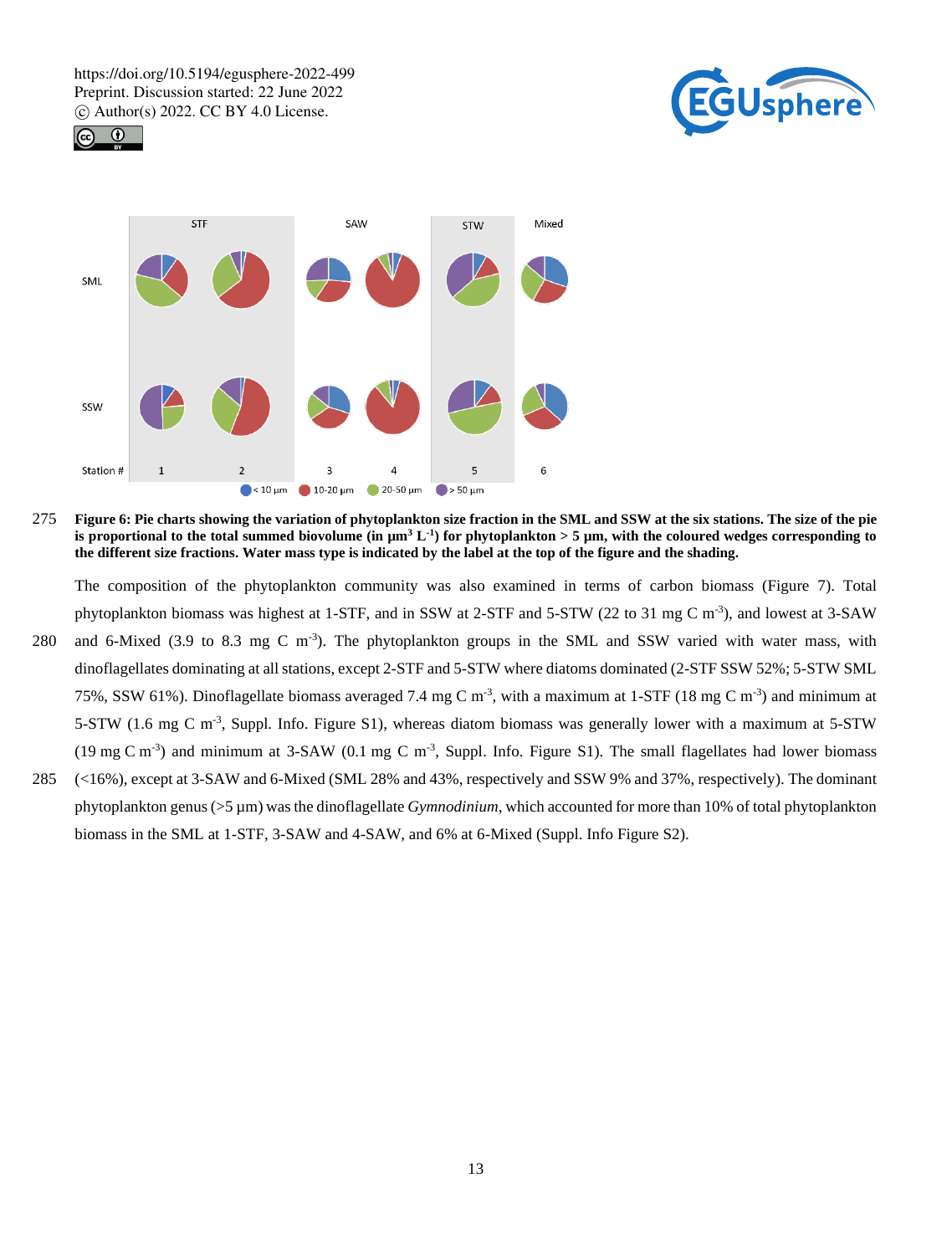Figure 6: Pie charts showing the variation of phytoplankton size fraction in the SML and SSW at the six stations. The size of the pie is proportional to the total summed biovolume (in $\mu m^3 L^{-1}$) for phytoplankton > 5 µm, with the coloured wedges corresponding to the different size fractions. Water mass type is indicated by the label at the top of the figure and the shading.

The composition of the phytoplankton community was also examined in terms of carbon biomass (Figure 7). Total phytoplankton biomass was highest at 1-STF, and in SSW at 2-STF and 5-STW (22 to 31 mg C $m^{-3}$), and lowest at 3-SAW and 6-Mixed (3.9 to 8.3 mg C $m^{-3}$). The phytoplankton groups in the SML and SSW varied with water mass, with dinoflagellates dominating at all stations, except 2-STF and 5-STW where diatoms dominated (2-STF SSW 52%; 5-STW SML 75%, SSW 61%). Dinoflagellate biomass averaged 7.4 mg C $m^{-3}$, with a maximum at 1-STF (18 mg C $m^{-3}$) and minimum at 5-STW (1.6 mg C $m^{-3}$, Suppl. Info. Figure S1), whereas diatom biomass was generally lower with a maximum at 5-STW (19 mg C $m^{-3}$) and minimum at 3-SAW (0.1 mg C $m^{-3}$, Suppl. Info. Figure S1). The small flagellates had lower biomass (<16%), except at 3-SAW and 6-Mixed (SML 28% and 43%, respectively and SSW 9% and 37%, respectively). The dominant phytoplankton genus (>5 µm) was the dinoflagellate *Gymnodinium*, which accounted for more than 10% of total phytoplankton biomass in the SML at 1-STF, 3-SAW and 4-SAW, and 6% at 6-Mixed (Suppl. Info Figure S2).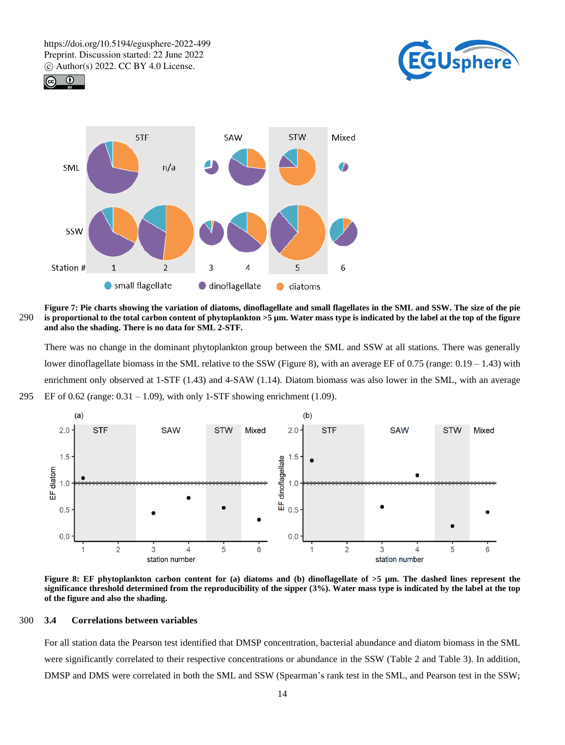Figure 7: Pie charts showing the variation of diatoms, dinoflagellate and small flagellates in the SML and SSW. The size of the pie is proportional to the total carbon content of phytoplankton >5 µm. Water mass type is indicated by the label at the top of the figure and also the shading. There is no data for SML 2-STF.

There was no change in the dominant phytoplankton group between the SML and SSW at all stations. There was generally lower dinoflagellate biomass in the SML relative to the SSW (Figure 8), with an average EF of 0.75 (range: 0.19 – 1.43) with enrichment only observed at 1-STF (1.43) and 4-SAW (1.14). Diatom biomass was also lower in the SML, with an average EF of 0.62 (range: 0.31 – 1.09), with only 1-STF showing enrichment (1.09).

Figure 8: EF phytoplankton carbon content for (a) diatoms and (b) dinoflagellate of >5 µm. The dashed lines represent the significance threshold determined from the reproducibility of the sipper (3%). Water mass type is indicated by the label at the top of the figure and also the shading.

### 3.4 Correlations between variables

For all station data the Pearson test identified that DMSP concentration, bacterial abundance and diatom biomass in the SML were significantly correlated to their respective concentrations or abundance in the SSW (Table 2 and Table 3). In addition, DMSP and DMS were correlated in both the SML and SSW (Spearman's rank test in the SML, and Pearson test in the SSW;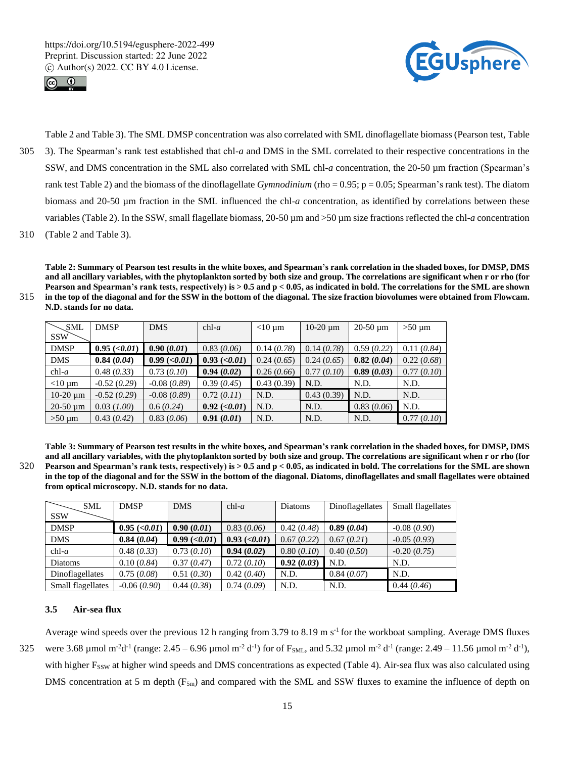Table 2 and Table 3). The SML DMSP concentration was also correlated with SML dinoflagellate biomass (Pearson test, Table 3). The Spearman's rank test established that chl-*a* and DMS in the SML correlated to their respective concentrations in the SSW, and DMS concentration in the SML also correlated with SML chl-*a* concentration, the 20-50 µm fraction (Spearman's rank test Table 2) and the biomass of the dinoflagellate *Gymnodinium* (rho = 0.95; p = 0.05; Spearman's rank test). The diatom biomass and 20-50 µm fraction in the SML influenced the chl-*a* concentration, as identified by correlations between these variables (Table 2). In the SSW, small flagellate biomass, 20-50 µm and >50 µm size fractions reflected the chl-*a* concentration (Table 2 and Table 3).

**Table 2: Summary of Pearson test results in the white boxes, and Spearman's rank correlation in the shaded boxes, for DMSP, DMS and all ancillary variables, with the phytoplankton sorted by both size and group. The correlations are significant when r or rho (for Pearson and Spearman's rank tests, respectively) is > 0.5 and p < 0.05, as indicated in bold. The correlations for the SML are shown in the top of the diagonal and for the SSW in the bottom of the diagonal. The size fraction biovolumes were obtained from Flowcam. N.D. stands for no data.**

| SML / SSW | DMSP | DMS | chl-*a* | <10 µm | 10-20 µm | 20-50 µm | >50 µm |
|---|---|---|---|---|---|---|---|
| DMSP | **0.95 (*<0.01*)** | **0.90 (*0.01*)** | 0.83 (*0.06*) | 0.14 (*0.78*) | 0.14 (*0.78*) | 0.59 (*0.22*) | 0.11 (*0.84*) |
| DMS | **0.84 (*0.04*)** | **0.99 (*<0.01*)** | **0.93 (*<0.01*)** | 0.24 (*0.65*) | 0.24 (*0.65*) | **0.82 (*0.04*)** | 0.22 (*0.68*) |
| chl-*a* | 0.48 (*0.33*) | 0.73 (*0.10*) | **0.94 (*0.02*)** | 0.26 (*0.66*) | 0.77 (*0.10*) | **0.89 (*0.03*)** | 0.77 (*0.10*) |
| <10 µm | -0.52 (*0.29*) | -0.08 (*0.89*) | 0.39 (*0.45*) | 0.43 (0.39) | N.D. | N.D. | N.D. |
| 10-20 µm | -0.52 (*0.29*) | -0.08 (*0.89*) | 0.72 (*0.11*) | N.D. | 0.43 (0.39) | N.D. | N.D. |
| 20-50 µm | 0.03 (*1.00*) | 0.6 (*0.24*) | **0.92 (*<0.01*)** | N.D. | N.D. | 0.83 (*0.06*) | N.D. |
| >50 µm | 0.43 (*0.42*) | 0.83 (*0.06*) | **0.91 (*0.01*)** | N.D. | N.D. | N.D. | 0.77 (*0.10*) |

**Table 3: Summary of Pearson test results in the white boxes, and Spearman's rank correlation in the shaded boxes, for DMSP, DMS and all ancillary variables, with the phytoplankton sorted by both size and group. The correlations are significant when r or rho (for Pearson and Spearman's rank tests, respectively) is > 0.5 and p < 0.05, as indicated in bold. The correlations for the SML are shown in the top of the diagonal and for the SSW in the bottom of the diagonal. Diatoms, dinoflagellates and small flagellates were obtained from optical microscopy. N.D. stands for no data.**

| SML / SSW | DMSP | DMS | chl-*a* | Diatoms | Dinoflagellates | Small flagellates |
|---|---|---|---|---|---|---|
| DMSP | **0.95 (*<0.01*)** | **0.90 (*0.01*)** | 0.83 (*0.06*) | 0.42 (*0.48*) | **0.89 (*0.04*)** | -0.08 (*0.90*) |
| DMS | **0.84 (*0.04*)** | **0.99 (*<0.01*)** | **0.93 (*<0.01*)** | 0.67 (*0.22*) | 0.67 (*0.21*) | -0.05 (*0.93*) |
| chl-*a* | 0.48 (*0.33*) | 0.73 (*0.10*) | **0.94 (*0.02*)** | 0.80 (*0.10*) | 0.40 (*0.50*) | -0.20 (*0.75*) |
| Diatoms | 0.10 (*0.84*) | 0.37 (*0.47*) | 0.72 (*0.10*) | **0.92 (*0.03*)** | N.D. | N.D. |
| Dinoflagellates | 0.75 (*0.08*) | 0.51 (*0.30*) | 0.42 (*0.40*) | N.D. | 0.84 (*0.07*) | N.D. |
| Small flagellates | -0.06 (*0.90*) | 0.44 (*0.38*) | 0.74 (*0.09*) | N.D. | N.D. | 0.44 (*0.46*) |

### 3.5 Air-sea flux

Average wind speeds over the previous 12 h ranging from 3.79 to 8.19 m s$^{-1}$ for the workboat sampling. Average DMS fluxes were 3.68 µmol m$^{-2}$d$^{-1}$ (range: 2.45 – 6.96 µmol m$^{-2}$ d$^{-1}$) for of $F_{SML}$, and 5.32 µmol m$^{-2}$ d$^{-1}$ (range: 2.49 – 11.56 µmol m$^{-2}$ d$^{-1}$), with higher $F_{SSW}$ at higher wind speeds and DMS concentrations as expected (Table 4). Air-sea flux was also calculated using DMS concentration at 5 m depth ($F_{5m}$) and compared with the SML and SSW fluxes to examine the influence of depth on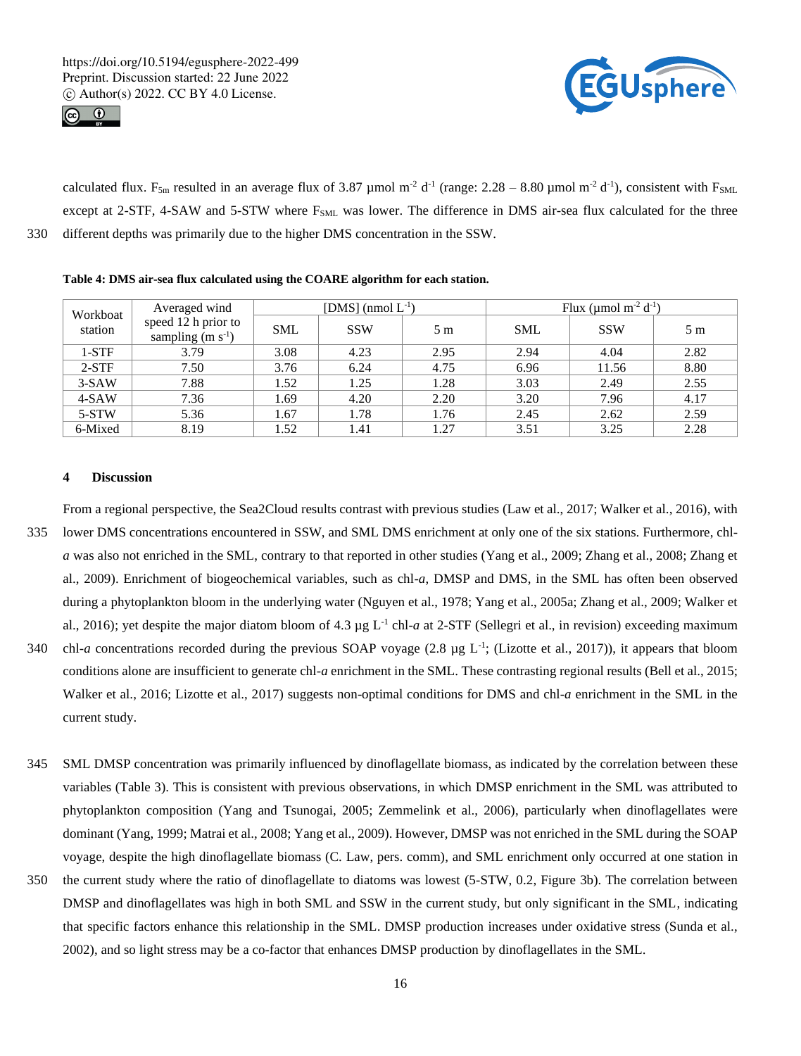calculated flux. $F_{5m}$ resulted in an average flux of 3.87 µmol m$^{-2}$ d$^{-1}$ (range: 2.28 – 8.80 µmol m$^{-2}$ d$^{-1}$), consistent with $F_{SML}$ except at 2-STF, 4-SAW and 5-STW where $F_{SML}$ was lower. The difference in DMS air-sea flux calculated for the three different depths was primarily due to the higher DMS concentration in the SSW.

**Table 4: DMS air-sea flux calculated using the COARE algorithm for each station.**

| Workboat station | Averaged wind speed 12 h prior to sampling (m s$^{-1}$) | [DMS] (nmol L$^{-1}$) | | | Flux (µmol m$^{-2}$ d$^{-1}$) | | |
|---|---|---|---|---|---|---|---|
| | | SML | SSW | 5 m | SML | SSW | 5 m |
| 1-STF | 3.79 | 3.08 | 4.23 | 2.95 | 2.94 | 4.04 | 2.82 |
| 2-STF | 7.50 | 3.76 | 6.24 | 4.75 | 6.96 | 11.56 | 8.80 |
| 3-SAW | 7.88 | 1.52 | 1.25 | 1.28 | 3.03 | 2.49 | 2.55 |
| 4-SAW | 7.36 | 1.69 | 4.20 | 2.20 | 3.20 | 7.96 | 4.17 |
| 5-STW | 5.36 | 1.67 | 1.78 | 1.76 | 2.45 | 2.62 | 2.59 |
| 6-Mixed | 8.19 | 1.52 | 1.41 | 1.27 | 3.51 | 3.25 | 2.28 |

## 4 Discussion

From a regional perspective, the Sea2Cloud results contrast with previous studies (Law et al., 2017; Walker et al., 2016), with lower DMS concentrations encountered in SSW, and SML DMS enrichment at only one of the six stations. Furthermore, chl-*a* was also not enriched in the SML, contrary to that reported in other studies (Yang et al., 2009; Zhang et al., 2008; Zhang et al., 2009). Enrichment of biogeochemical variables, such as chl-*a*, DMSP and DMS, in the SML has often been observed during a phytoplankton bloom in the underlying water (Nguyen et al., 1978; Yang et al., 2005a; Zhang et al., 2009; Walker et al., 2016); yet despite the major diatom bloom of 4.3 µg L$^{-1}$ chl-*a* at 2-STF (Sellegri et al., in revision) exceeding maximum chl-*a* concentrations recorded during the previous SOAP voyage (2.8 µg L$^{-1}$; (Lizotte et al., 2017)), it appears that bloom conditions alone are insufficient to generate chl-*a* enrichment in the SML. These contrasting regional results (Bell et al., 2015; Walker et al., 2016; Lizotte et al., 2017) suggests non-optimal conditions for DMS and chl-*a* enrichment in the SML in the current study.

SML DMSP concentration was primarily influenced by dinoflagellate biomass, as indicated by the correlation between these variables (Table 3). This is consistent with previous observations, in which DMSP enrichment in the SML was attributed to phytoplankton composition (Yang and Tsunogai, 2005; Zemmelink et al., 2006), particularly when dinoflagellates were dominant (Yang, 1999; Matrai et al., 2008; Yang et al., 2009). However, DMSP was not enriched in the SML during the SOAP voyage, despite the high dinoflagellate biomass (C. Law, pers. comm), and SML enrichment only occurred at one station in the current study where the ratio of dinoflagellate to diatoms was lowest (5-STW, 0.2, Figure 3b). The correlation between DMSP and dinoflagellates was high in both SML and SSW in the current study, but only significant in the SML, indicating that specific factors enhance this relationship in the SML. DMSP production increases under oxidative stress (Sunda et al., 2002), and so light stress may be a co-factor that enhances DMSP production by dinoflagellates in the SML.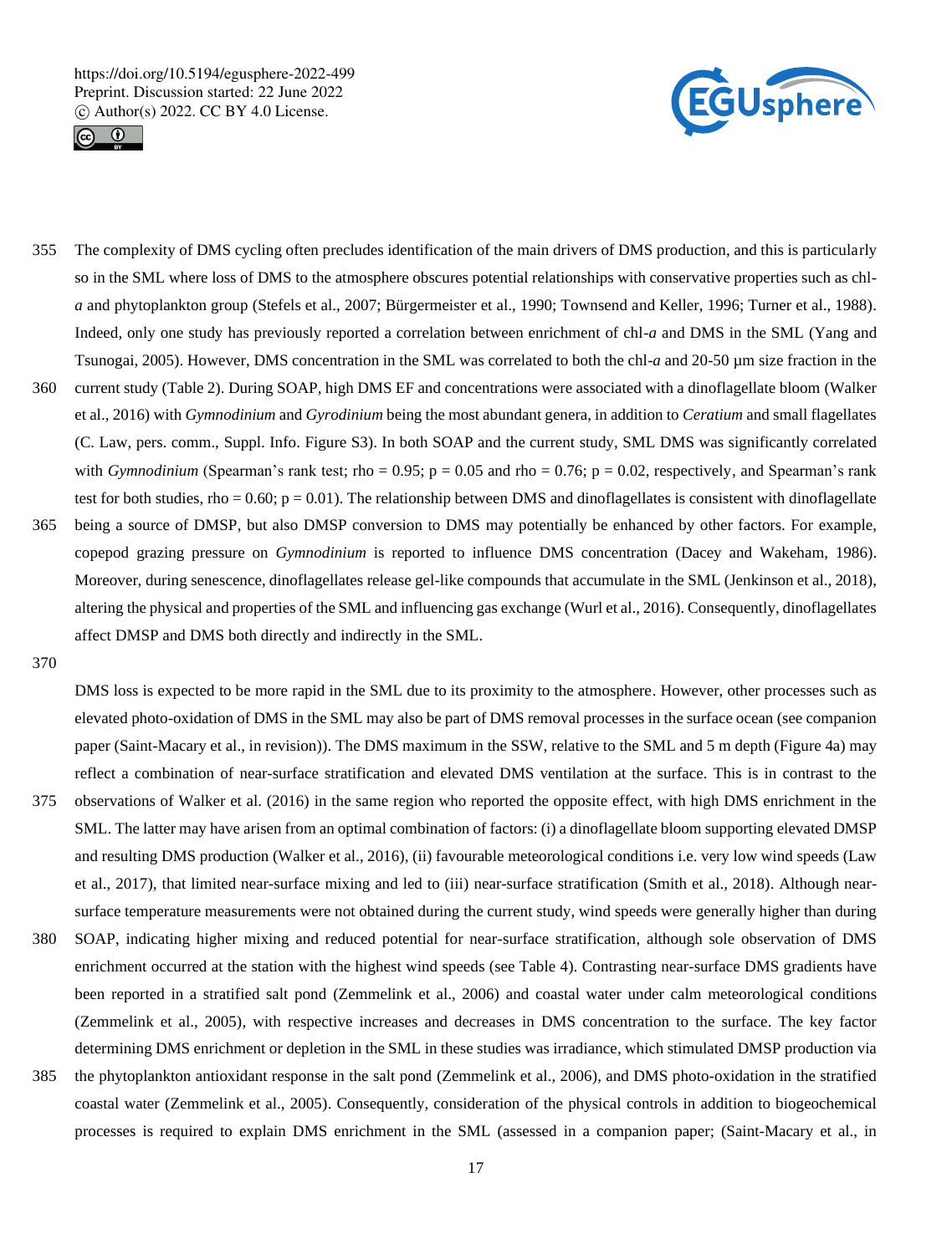The complexity of DMS cycling often precludes identification of the main drivers of DMS production, and this is particularly so in the SML where loss of DMS to the atmosphere obscures potential relationships with conservative properties such as chl-*a* and phytoplankton group (Stefels et al., 2007; Bürgermeister et al., 1990; Townsend and Keller, 1996; Turner et al., 1988). Indeed, only one study has previously reported a correlation between enrichment of chl-*a* and DMS in the SML (Yang and Tsunogai, 2005). However, DMS concentration in the SML was correlated to both the chl-*a* and 20-50 µm size fraction in the current study (Table 2). During SOAP, high DMS EF and concentrations were associated with a dinoflagellate bloom (Walker et al., 2016) with *Gymnodinium* and *Gyrodinium* being the most abundant genera, in addition to *Ceratium* and small flagellates (C. Law, pers. comm., Suppl. Info. Figure S3). In both SOAP and the current study, SML DMS was significantly correlated with *Gymnodinium* (Spearman's rank test; rho = 0.95; p = 0.05 and rho = 0.76; p = 0.02, respectively, and Spearman's rank test for both studies, rho = 0.60; p = 0.01). The relationship between DMS and dinoflagellates is consistent with dinoflagellate being a source of DMSP, but also DMSP conversion to DMS may potentially be enhanced by other factors. For example, copepod grazing pressure on *Gymnodinium* is reported to influence DMS concentration (Dacey and Wakeham, 1986). Moreover, during senescence, dinoflagellates release gel-like compounds that accumulate in the SML (Jenkinson et al., 2018), altering the physical and properties of the SML and influencing gas exchange (Wurl et al., 2016). Consequently, dinoflagellates affect DMSP and DMS both directly and indirectly in the SML.

DMS loss is expected to be more rapid in the SML due to its proximity to the atmosphere. However, other processes such as elevated photo-oxidation of DMS in the SML may also be part of DMS removal processes in the surface ocean (see companion paper (Saint-Macary et al., in revision)). The DMS maximum in the SSW, relative to the SML and 5 m depth (Figure 4a) may reflect a combination of near-surface stratification and elevated DMS ventilation at the surface. This is in contrast to the observations of Walker et al. (2016) in the same region who reported the opposite effect, with high DMS enrichment in the SML. The latter may have arisen from an optimal combination of factors: (i) a dinoflagellate bloom supporting elevated DMSP and resulting DMS production (Walker et al., 2016), (ii) favourable meteorological conditions i.e. very low wind speeds (Law et al., 2017), that limited near-surface mixing and led to (iii) near-surface stratification (Smith et al., 2018). Although near-surface temperature measurements were not obtained during the current study, wind speeds were generally higher than during SOAP, indicating higher mixing and reduced potential for near-surface stratification, although sole observation of DMS enrichment occurred at the station with the highest wind speeds (see Table 4). Contrasting near-surface DMS gradients have been reported in a stratified salt pond (Zemmelink et al., 2006) and coastal water under calm meteorological conditions (Zemmelink et al., 2005), with respective increases and decreases in DMS concentration to the surface. The key factor determining DMS enrichment or depletion in the SML in these studies was irradiance, which stimulated DMSP production via the phytoplankton antioxidant response in the salt pond (Zemmelink et al., 2006), and DMS photo-oxidation in the stratified coastal water (Zemmelink et al., 2005). Consequently, consideration of the physical controls in addition to biogeochemical processes is required to explain DMS enrichment in the SML (assessed in a companion paper; (Saint-Macary et al., in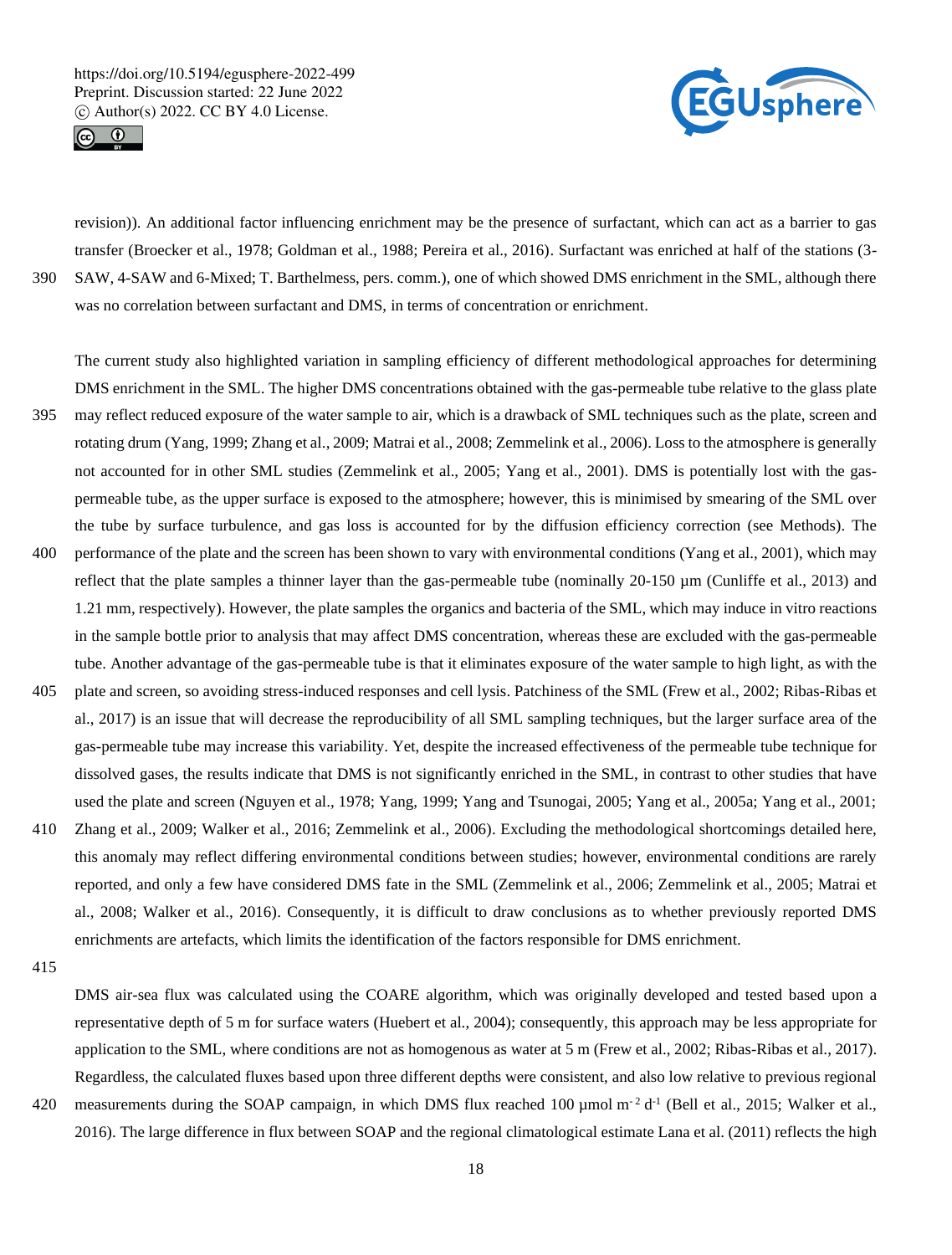revision)). An additional factor influencing enrichment may be the presence of surfactant, which can act as a barrier to gas transfer (Broecker et al., 1978; Goldman et al., 1988; Pereira et al., 2016). Surfactant was enriched at half of the stations (3-SAW, 4-SAW and 6-Mixed; T. Barthelmess, pers. comm.), one of which showed DMS enrichment in the SML, although there was no correlation between surfactant and DMS, in terms of concentration or enrichment.

The current study also highlighted variation in sampling efficiency of different methodological approaches for determining DMS enrichment in the SML. The higher DMS concentrations obtained with the gas-permeable tube relative to the glass plate may reflect reduced exposure of the water sample to air, which is a drawback of SML techniques such as the plate, screen and rotating drum (Yang, 1999; Zhang et al., 2009; Matrai et al., 2008; Zemmelink et al., 2006). Loss to the atmosphere is generally not accounted for in other SML studies (Zemmelink et al., 2005; Yang et al., 2001). DMS is potentially lost with the gas-permeable tube, as the upper surface is exposed to the atmosphere; however, this is minimised by smearing of the SML over the tube by surface turbulence, and gas loss is accounted for by the diffusion efficiency correction (see Methods). The performance of the plate and the screen has been shown to vary with environmental conditions (Yang et al., 2001), which may reflect that the plate samples a thinner layer than the gas-permeable tube (nominally 20-150 µm (Cunliffe et al., 2013) and 1.21 mm, respectively). However, the plate samples the organics and bacteria of the SML, which may induce in vitro reactions in the sample bottle prior to analysis that may affect DMS concentration, whereas these are excluded with the gas-permeable tube. Another advantage of the gas-permeable tube is that it eliminates exposure of the water sample to high light, as with the plate and screen, so avoiding stress-induced responses and cell lysis. Patchiness of the SML (Frew et al., 2002; Ribas-Ribas et al., 2017) is an issue that will decrease the reproducibility of all SML sampling techniques, but the larger surface area of the gas-permeable tube may increase this variability. Yet, despite the increased effectiveness of the permeable tube technique for dissolved gases, the results indicate that DMS is not significantly enriched in the SML, in contrast to other studies that have used the plate and screen (Nguyen et al., 1978; Yang, 1999; Yang and Tsunogai, 2005; Yang et al., 2005a; Yang et al., 2001; Zhang et al., 2009; Walker et al., 2016; Zemmelink et al., 2006). Excluding the methodological shortcomings detailed here, this anomaly may reflect differing environmental conditions between studies; however, environmental conditions are rarely reported, and only a few have considered DMS fate in the SML (Zemmelink et al., 2006; Zemmelink et al., 2005; Matrai et al., 2008; Walker et al., 2016). Consequently, it is difficult to draw conclusions as to whether previously reported DMS enrichments are artefacts, which limits the identification of the factors responsible for DMS enrichment.

DMS air-sea flux was calculated using the COARE algorithm, which was originally developed and tested based upon a representative depth of 5 m for surface waters (Huebert et al., 2004); consequently, this approach may be less appropriate for application to the SML, where conditions are not as homogenous as water at 5 m (Frew et al., 2002; Ribas-Ribas et al., 2017). Regardless, the calculated fluxes based upon three different depths were consistent, and also low relative to previous regional measurements during the SOAP campaign, in which DMS flux reached 100 µmol $m^{-2}$ $d^{-1}$ (Bell et al., 2015; Walker et al., 2016). The large difference in flux between SOAP and the regional climatological estimate Lana et al. (2011) reflects the high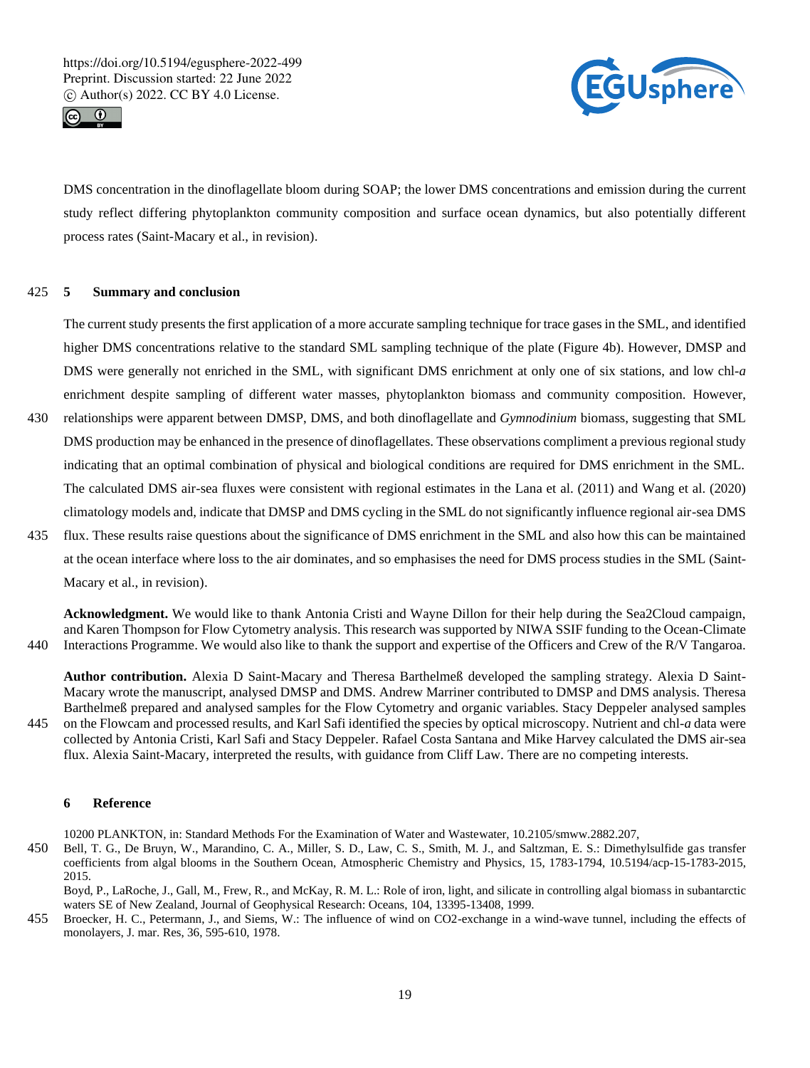DMS concentration in the dinoflagellate bloom during SOAP; the lower DMS concentrations and emission during the current study reflect differing phytoplankton community composition and surface ocean dynamics, but also potentially different process rates (Saint-Macary et al., in revision).

## 5 Summary and conclusion

The current study presents the first application of a more accurate sampling technique for trace gases in the SML, and identified higher DMS concentrations relative to the standard SML sampling technique of the plate (Figure 4b). However, DMSP and DMS were generally not enriched in the SML, with significant DMS enrichment at only one of six stations, and low chl-*a* enrichment despite sampling of different water masses, phytoplankton biomass and community composition. However, relationships were apparent between DMSP, DMS, and both dinoflagellate and *Gymnodinium* biomass, suggesting that SML DMS production may be enhanced in the presence of dinoflagellates. These observations compliment a previous regional study indicating that an optimal combination of physical and biological conditions are required for DMS enrichment in the SML. The calculated DMS air-sea fluxes were consistent with regional estimates in the Lana et al. (2011) and Wang et al. (2020) climatology models and, indicate that DMSP and DMS cycling in the SML do not significantly influence regional air-sea DMS flux. These results raise questions about the significance of DMS enrichment in the SML and also how this can be maintained at the ocean interface where loss to the air dominates, and so emphasises the need for DMS process studies in the SML (Saint-Macary et al., in revision).

**Acknowledgment.** We would like to thank Antonia Cristi and Wayne Dillon for their help during the Sea2Cloud campaign, and Karen Thompson for Flow Cytometry analysis. This research was supported by NIWA SSIF funding to the Ocean-Climate Interactions Programme. We would also like to thank the support and expertise of the Officers and Crew of the R/V Tangaroa.

**Author contribution.** Alexia D Saint-Macary and Theresa Barthelmeß developed the sampling strategy. Alexia D Saint-Macary wrote the manuscript, analysed DMSP and DMS. Andrew Marriner contributed to DMSP and DMS analysis. Theresa Barthelmeß prepared and analysed samples for the Flow Cytometry and organic variables. Stacy Deppeler analysed samples on the Flowcam and processed results, and Karl Safi identified the species by optical microscopy. Nutrient and chl-*a* data were collected by Antonia Cristi, Karl Safi and Stacy Deppeler. Rafael Costa Santana and Mike Harvey calculated the DMS air-sea flux. Alexia Saint-Macary, interpreted the results, with guidance from Cliff Law. There are no competing interests.

## 6 Reference

10200 PLANKTON, in: Standard Methods For the Examination of Water and Wastewater, 10.2105/smww.2882.207,

Bell, T. G., De Bruyn, W., Marandino, C. A., Miller, S. D., Law, C. S., Smith, M. J., and Saltzman, E. S.: Dimethylsulfide gas transfer coefficients from algal blooms in the Southern Ocean, Atmospheric Chemistry and Physics, 15, 1783-1794, 10.5194/acp-15-1783-2015, 2015.

Boyd, P., LaRoche, J., Gall, M., Frew, R., and McKay, R. M. L.: Role of iron, light, and silicate in controlling algal biomass in subantarctic waters SE of New Zealand, Journal of Geophysical Research: Oceans, 104, 13395-13408, 1999.

Broecker, H. C., Petermann, J., and Siems, W.: The influence of wind on CO2-exchange in a wind-wave tunnel, including the effects of monolayers, J. mar. Res, 36, 595-610, 1978.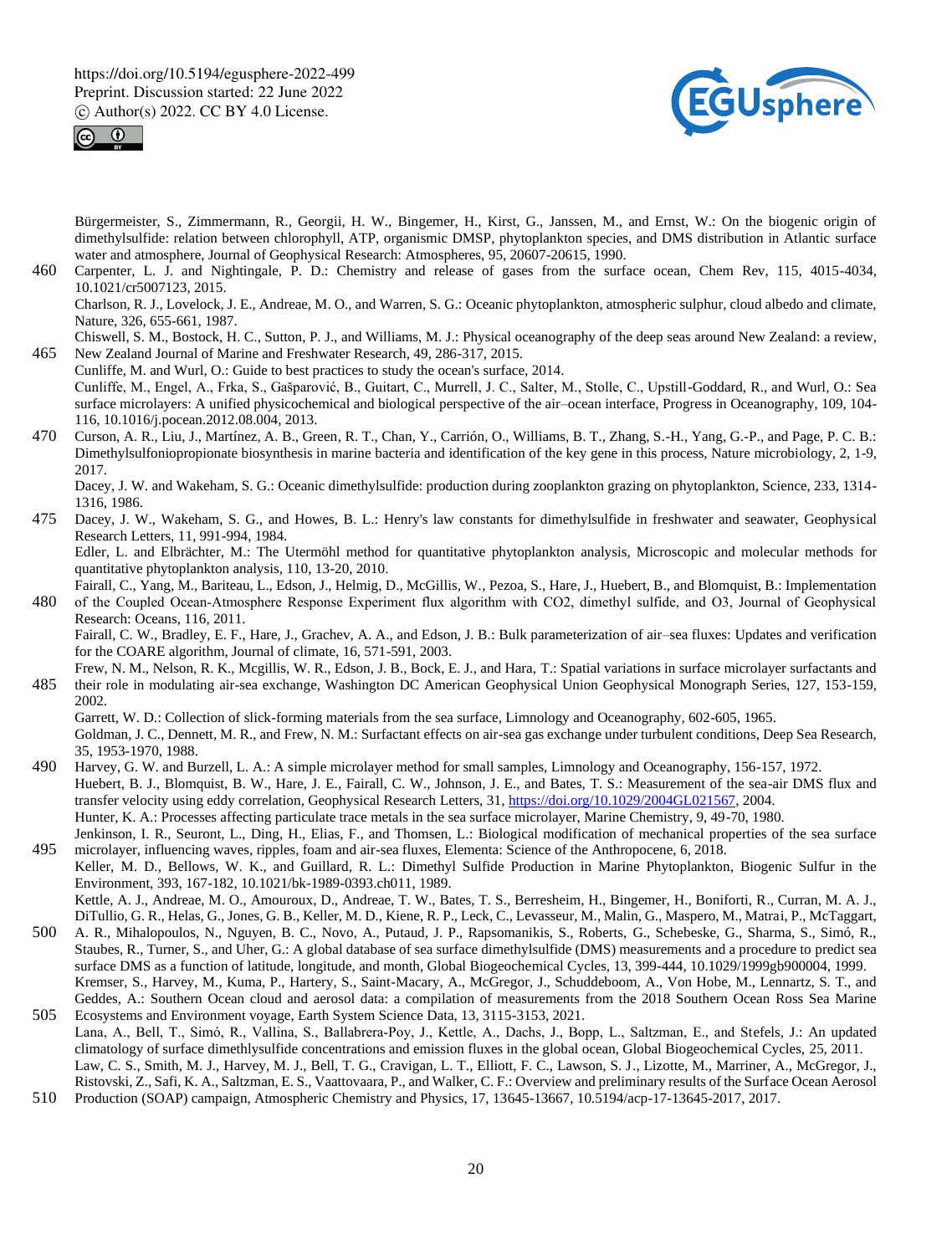Bürgermeister, S., Zimmermann, R., Georgii, H. W., Bingemer, H., Kirst, G., Janssen, M., and Ernst, W.: On the biogenic origin of dimethylsulfide: relation between chlorophyll, ATP, organismic DMSP, phytoplankton species, and DMS distribution in Atlantic surface water and atmosphere, Journal of Geophysical Research: Atmospheres, 95, 20607-20615, 1990.

Carpenter, L. J. and Nightingale, P. D.: Chemistry and release of gases from the surface ocean, Chem Rev, 115, 4015-4034, 10.1021/cr5007123, 2015.

Charlson, R. J., Lovelock, J. E., Andreae, M. O., and Warren, S. G.: Oceanic phytoplankton, atmospheric sulphur, cloud albedo and climate, Nature, 326, 655-661, 1987.

Chiswell, S. M., Bostock, H. C., Sutton, P. J., and Williams, M. J.: Physical oceanography of the deep seas around New Zealand: a review, New Zealand Journal of Marine and Freshwater Research, 49, 286-317, 2015.

Cunliffe, M. and Wurl, O.: Guide to best practices to study the ocean's surface, 2014.

Cunliffe, M., Engel, A., Frka, S., Gašparović, B., Guitart, C., Murrell, J. C., Salter, M., Stolle, C., Upstill-Goddard, R., and Wurl, O.: Sea surface microlayers: A unified physicochemical and biological perspective of the air–ocean interface, Progress in Oceanography, 109, 104-116, 10.1016/j.pocean.2012.08.004, 2013.

Curson, A. R., Liu, J., Martínez, A. B., Green, R. T., Chan, Y., Carrión, O., Williams, B. T., Zhang, S.-H., Yang, G.-P., and Page, P. C. B.: Dimethylsulfoniopropionate biosynthesis in marine bacteria and identification of the key gene in this process, Nature microbiology, 2, 1-9, 2017.

Dacey, J. W. and Wakeham, S. G.: Oceanic dimethylsulfide: production during zooplankton grazing on phytoplankton, Science, 233, 1314-1316, 1986.

Dacey, J. W., Wakeham, S. G., and Howes, B. L.: Henry's law constants for dimethylsulfide in freshwater and seawater, Geophysical Research Letters, 11, 991-994, 1984.

Edler, L. and Elbrächter, M.: The Utermöhl method for quantitative phytoplankton analysis, Microscopic and molecular methods for quantitative phytoplankton analysis, 110, 13-20, 2010.

Fairall, C., Yang, M., Bariteau, L., Edson, J., Helmig, D., McGillis, W., Pezoa, S., Hare, J., Huebert, B., and Blomquist, B.: Implementation of the Coupled Ocean-Atmosphere Response Experiment flux algorithm with CO2, dimethyl sulfide, and O3, Journal of Geophysical Research: Oceans, 116, 2011.

Fairall, C. W., Bradley, E. F., Hare, J., Grachev, A. A., and Edson, J. B.: Bulk parameterization of air–sea fluxes: Updates and verification for the COARE algorithm, Journal of climate, 16, 571-591, 2003.

Frew, N. M., Nelson, R. K., Mcgillis, W. R., Edson, J. B., Bock, E. J., and Hara, T.: Spatial variations in surface microlayer surfactants and their role in modulating air-sea exchange, Washington DC American Geophysical Union Geophysical Monograph Series, 127, 153-159, 2002.

Garrett, W. D.: Collection of slick-forming materials from the sea surface, Limnology and Oceanography, 602-605, 1965.

Goldman, J. C., Dennett, M. R., and Frew, N. M.: Surfactant effects on air-sea gas exchange under turbulent conditions, Deep Sea Research, 35, 1953-1970, 1988.

Harvey, G. W. and Burzell, L. A.: A simple microlayer method for small samples, Limnology and Oceanography, 156-157, 1972.

Huebert, B. J., Blomquist, B. W., Hare, J. E., Fairall, C. W., Johnson, J. E., and Bates, T. S.: Measurement of the sea-air DMS flux and transfer velocity using eddy correlation, Geophysical Research Letters, 31, https://doi.org/10.1029/2004GL021567, 2004.

Hunter, K. A.: Processes affecting particulate trace metals in the sea surface microlayer, Marine Chemistry, 9, 49-70, 1980.

Jenkinson, I. R., Seuront, L., Ding, H., Elias, F., and Thomsen, L.: Biological modification of mechanical properties of the sea surface microlayer, influencing waves, ripples, foam and air-sea fluxes, Elementa: Science of the Anthropocene, 6, 2018.

Keller, M. D., Bellows, W. K., and Guillard, R. L.: Dimethyl Sulfide Production in Marine Phytoplankton, Biogenic Sulfur in the Environment, 393, 167-182, 10.1021/bk-1989-0393.ch011, 1989.

Kettle, A. J., Andreae, M. O., Amouroux, D., Andreae, T. W., Bates, T. S., Berresheim, H., Bingemer, H., Boniforti, R., Curran, M. A. J., DiTullio, G. R., Helas, G., Jones, G. B., Keller, M. D., Kiene, R. P., Leck, C., Levasseur, M., Malin, G., Maspero, M., Matrai, P., McTaggart, A. R., Mihalopoulos, N., Nguyen, B. C., Novo, A., Putaud, J. P., Rapsomanikis, S., Roberts, G., Schebeske, G., Sharma, S., Simó, R., Staubes, R., Turner, S., and Uher, G.: A global database of sea surface dimethylsulfide (DMS) measurements and a procedure to predict sea surface DMS as a function of latitude, longitude, and month, Global Biogeochemical Cycles, 13, 399-444, 10.1029/1999gb900004, 1999.

Kremser, S., Harvey, M., Kuma, P., Hartery, S., Saint-Macary, A., McGregor, J., Schuddeboom, A., Von Hobe, M., Lennartz, S. T., and Geddes, A.: Southern Ocean cloud and aerosol data: a compilation of measurements from the 2018 Southern Ocean Ross Sea Marine Ecosystems and Environment voyage, Earth System Science Data, 13, 3115-3153, 2021.

Lana, A., Bell, T., Simó, R., Vallina, S., Ballabrera-Poy, J., Kettle, A., Dachs, J., Bopp, L., Saltzman, E., and Stefels, J.: An updated climatology of surface dimethlysulfide concentrations and emission fluxes in the global ocean, Global Biogeochemical Cycles, 25, 2011.

Law, C. S., Smith, M. J., Harvey, M. J., Bell, T. G., Cravigan, L. T., Elliott, F. C., Lawson, S. J., Lizotte, M., Marriner, A., McGregor, J., Ristovski, Z., Safi, K. A., Saltzman, E. S., Vaattovaara, P., and Walker, C. F.: Overview and preliminary results of the Surface Ocean Aerosol Production (SOAP) campaign, Atmospheric Chemistry and Physics, 17, 13645-13667, 10.5194/acp-17-13645-2017, 2017.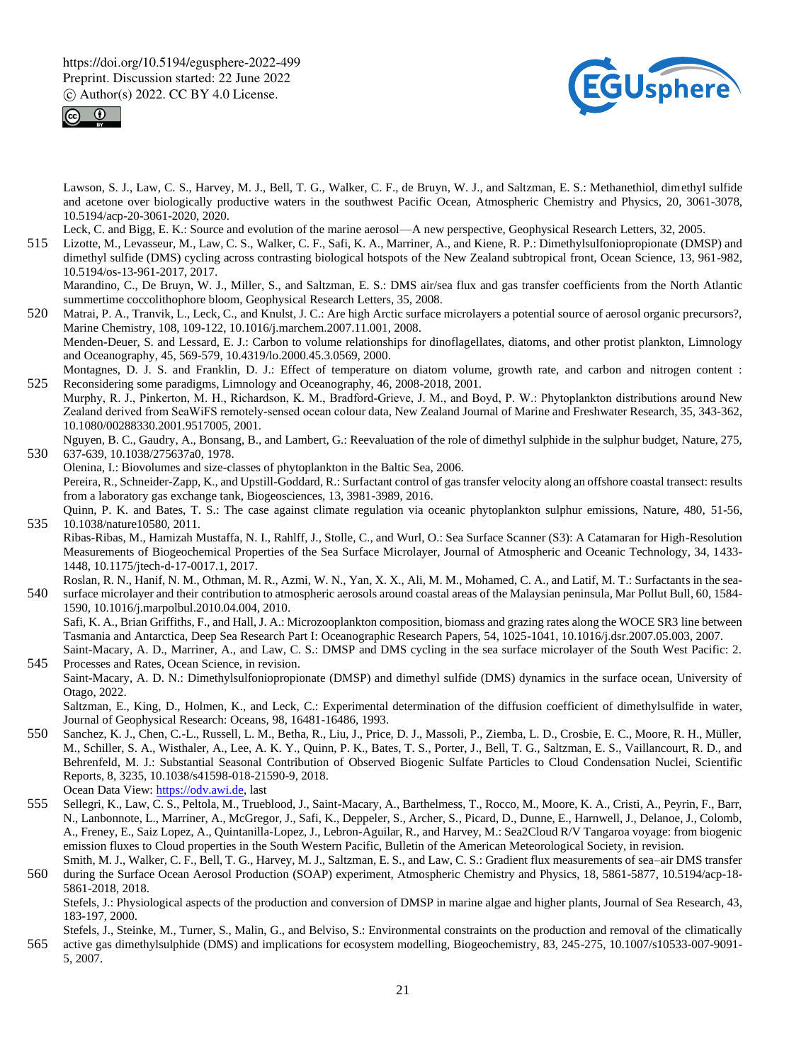Lawson, S. J., Law, C. S., Harvey, M. J., Bell, T. G., Walker, C. F., de Bruyn, W. J., and Saltzman, E. S.: Methanethiol, dimethyl sulfide and acetone over biologically productive waters in the southwest Pacific Ocean, Atmospheric Chemistry and Physics, 20, 3061-3078, 10.5194/acp-20-3061-2020, 2020.

Leck, C. and Bigg, E. K.: Source and evolution of the marine aerosol—A new perspective, Geophysical Research Letters, 32, 2005.

Lizotte, M., Levasseur, M., Law, C. S., Walker, C. F., Safi, K. A., Marriner, A., and Kiene, R. P.: Dimethylsulfoniopropionate (DMSP) and dimethyl sulfide (DMS) cycling across contrasting biological hotspots of the New Zealand subtropical front, Ocean Science, 13, 961-982, 10.5194/os-13-961-2017, 2017.

Marandino, C., De Bruyn, W. J., Miller, S., and Saltzman, E. S.: DMS air/sea flux and gas transfer coefficients from the North Atlantic summertime coccolithophore bloom, Geophysical Research Letters, 35, 2008.

Matrai, P. A., Tranvik, L., Leck, C., and Knulst, J. C.: Are high Arctic surface microlayers a potential source of aerosol organic precursors?, Marine Chemistry, 108, 109-122, 10.1016/j.marchem.2007.11.001, 2008.

Menden-Deuer, S. and Lessard, E. J.: Carbon to volume relationships for dinoflagellates, diatoms, and other protist plankton, Limnology and Oceanography, 45, 569-579, 10.4319/lo.2000.45.3.0569, 2000.

Montagnes, D. J. S. and Franklin, D. J.: Effect of temperature on diatom volume, growth rate, and carbon and nitrogen content : Reconsidering some paradigms, Limnology and Oceanography, 46, 2008-2018, 2001.

Murphy, R. J., Pinkerton, M. H., Richardson, K. M., Bradford-Grieve, J. M., and Boyd, P. W.: Phytoplankton distributions around New Zealand derived from SeaWiFS remotely-sensed ocean colour data, New Zealand Journal of Marine and Freshwater Research, 35, 343-362, 10.1080/00288330.2001.9517005, 2001.

Nguyen, B. C., Gaudry, A., Bonsang, B., and Lambert, G.: Reevaluation of the role of dimethyl sulphide in the sulphur budget, Nature, 275, 637-639, 10.1038/275637a0, 1978.

Olenina, I.: Biovolumes and size-classes of phytoplankton in the Baltic Sea, 2006.

Pereira, R., Schneider-Zapp, K., and Upstill-Goddard, R.: Surfactant control of gas transfer velocity along an offshore coastal transect: results from a laboratory gas exchange tank, Biogeosciences, 13, 3981-3989, 2016.

Quinn, P. K. and Bates, T. S.: The case against climate regulation via oceanic phytoplankton sulphur emissions, Nature, 480, 51-56, 10.1038/nature10580, 2011.

Ribas-Ribas, M., Hamizah Mustaffa, N. I., Rahlff, J., Stolle, C., and Wurl, O.: Sea Surface Scanner (S3): A Catamaran for High-Resolution Measurements of Biogeochemical Properties of the Sea Surface Microlayer, Journal of Atmospheric and Oceanic Technology, 34, 1433-1448, 10.1175/jtech-d-17-0017.1, 2017.

Roslan, R. N., Hanif, N. M., Othman, M. R., Azmi, W. N., Yan, X. X., Ali, M. M., Mohamed, C. A., and Latif, M. T.: Surfactants in the sea-surface microlayer and their contribution to atmospheric aerosols around coastal areas of the Malaysian peninsula, Mar Pollut Bull, 60, 1584-1590, 10.1016/j.marpolbul.2010.04.004, 2010.

Safi, K. A., Brian Griffiths, F., and Hall, J. A.: Microzooplankton composition, biomass and grazing rates along the WOCE SR3 line between Tasmania and Antarctica, Deep Sea Research Part I: Oceanographic Research Papers, 54, 1025-1041, 10.1016/j.dsr.2007.05.003, 2007.

Saint-Macary, A. D., Marriner, A., and Law, C. S.: DMSP and DMS cycling in the sea surface microlayer of the South West Pacific: 2. Processes and Rates, Ocean Science, in revision.

Saint-Macary, A. D. N.: Dimethylsulfoniopropionate (DMSP) and dimethyl sulfide (DMS) dynamics in the surface ocean, University of Otago, 2022.

Saltzman, E., King, D., Holmen, K., and Leck, C.: Experimental determination of the diffusion coefficient of dimethylsulfide in water, Journal of Geophysical Research: Oceans, 98, 16481-16486, 1993.

Sanchez, K. J., Chen, C.-L., Russell, L. M., Betha, R., Liu, J., Price, D. J., Massoli, P., Ziemba, L. D., Crosbie, E. C., Moore, R. H., Müller, M., Schiller, S. A., Wisthaler, A., Lee, A. K. Y., Quinn, P. K., Bates, T. S., Porter, J., Bell, T. G., Saltzman, E. S., Vaillancourt, R. D., and Behrenfeld, M. J.: Substantial Seasonal Contribution of Observed Biogenic Sulfate Particles to Cloud Condensation Nuclei, Scientific Reports, 8, 3235, 10.1038/s41598-018-21590-9, 2018.

Ocean Data View: https://odv.awi.de, last

Sellegri, K., Law, C. S., Peltola, M., Trueblood, J., Saint-Macary, A., Barthelmess, T., Rocco, M., Moore, K. A., Cristi, A., Peyrin, F., Barr, N., Lanbonnote, L., Marriner, A., McGregor, J., Safi, K., Deppeler, S., Archer, S., Picard, D., Dunne, E., Harnwell, J., Delanoe, J., Colomb, A., Freney, E., Saiz Lopez, A., Quintanilla-Lopez, J., Lebron-Aguilar, R., and Harvey, M.: Sea2Cloud R/V Tangaroa voyage: from biogenic emission fluxes to Cloud properties in the South Western Pacific, Bulletin of the American Meteorological Society, in revision.

Smith, M. J., Walker, C. F., Bell, T. G., Harvey, M. J., Saltzman, E. S., and Law, C. S.: Gradient flux measurements of sea–air DMS transfer during the Surface Ocean Aerosol Production (SOAP) experiment, Atmospheric Chemistry and Physics, 18, 5861-5877, 10.5194/acp-18-5861-2018, 2018.

Stefels, J.: Physiological aspects of the production and conversion of DMSP in marine algae and higher plants, Journal of Sea Research, 43, 183-197, 2000.

Stefels, J., Steinke, M., Turner, S., Malin, G., and Belviso, S.: Environmental constraints on the production and removal of the climatically active gas dimethylsulphide (DMS) and implications for ecosystem modelling, Biogeochemistry, 83, 245-275, 10.1007/s10533-007-9091-5, 2007.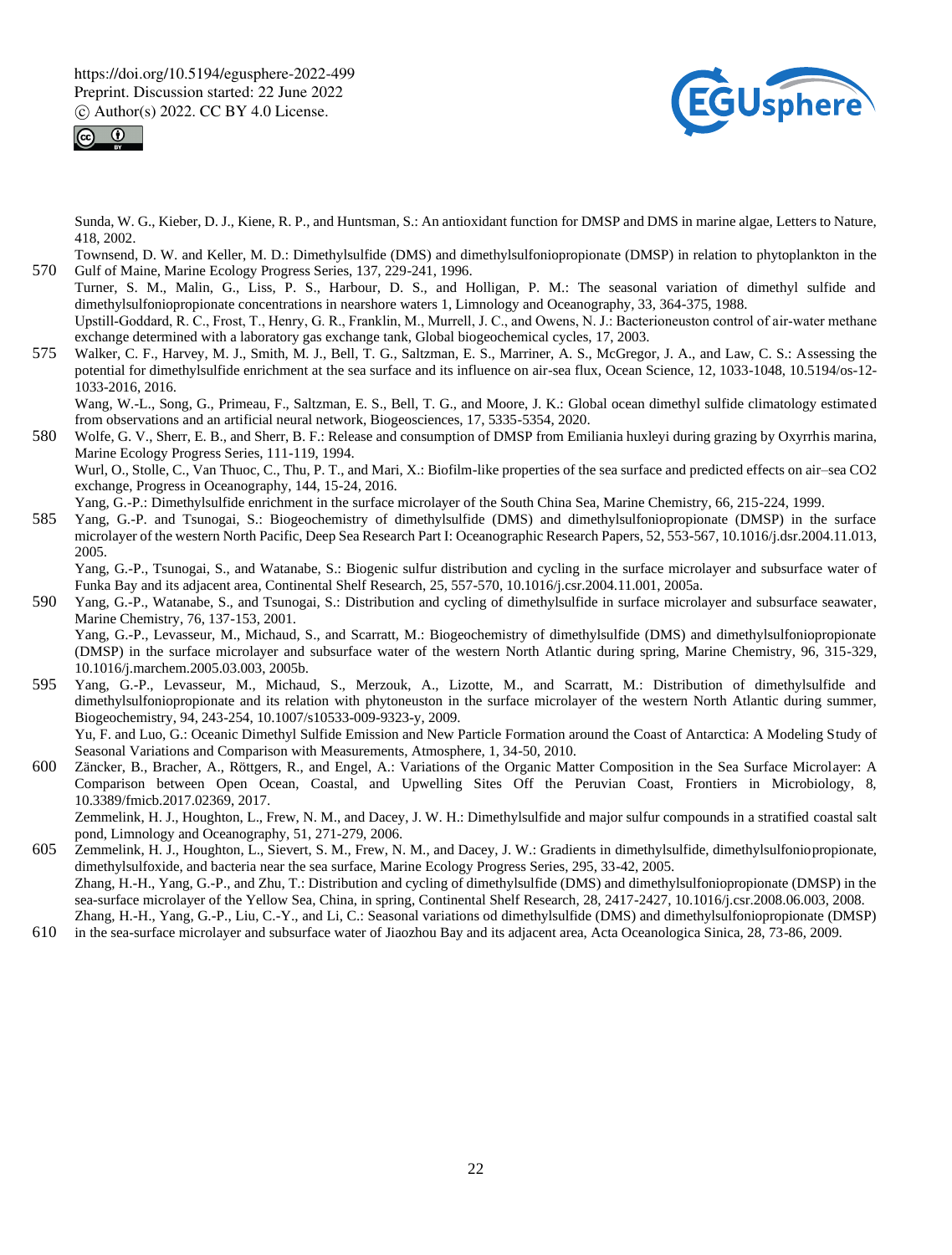Sunda, W. G., Kieber, D. J., Kiene, R. P., and Huntsman, S.: An antioxidant function for DMSP and DMS in marine algae, Letters to Nature, 418, 2002.

Townsend, D. W. and Keller, M. D.: Dimethylsulfide (DMS) and dimethylsulfoniopropionate (DMSP) in relation to phytoplankton in the Gulf of Maine, Marine Ecology Progress Series, 137, 229-241, 1996.

Turner, S. M., Malin, G., Liss, P. S., Harbour, D. S., and Holligan, P. M.: The seasonal variation of dimethyl sulfide and dimethylsulfoniopropionate concentrations in nearshore waters 1, Limnology and Oceanography, 33, 364-375, 1988.

Upstill-Goddard, R. C., Frost, T., Henry, G. R., Franklin, M., Murrell, J. C., and Owens, N. J.: Bacterioneuston control of air-water methane exchange determined with a laboratory gas exchange tank, Global biogeochemical cycles, 17, 2003.

Walker, C. F., Harvey, M. J., Smith, M. J., Bell, T. G., Saltzman, E. S., Marriner, A. S., McGregor, J. A., and Law, C. S.: Assessing the potential for dimethylsulfide enrichment at the sea surface and its influence on air-sea flux, Ocean Science, 12, 1033-1048, 10.5194/os-12-1033-2016, 2016.

Wang, W.-L., Song, G., Primeau, F., Saltzman, E. S., Bell, T. G., and Moore, J. K.: Global ocean dimethyl sulfide climatology estimated from observations and an artificial neural network, Biogeosciences, 17, 5335-5354, 2020.

Wolfe, G. V., Sherr, E. B., and Sherr, B. F.: Release and consumption of DMSP from Emiliania huxleyi during grazing by Oxyrrhis marina, Marine Ecology Progress Series, 111-119, 1994.

Wurl, O., Stolle, C., Van Thuoc, C., Thu, P. T., and Mari, X.: Biofilm-like properties of the sea surface and predicted effects on air–sea CO2 exchange, Progress in Oceanography, 144, 15-24, 2016.

Yang, G.-P.: Dimethylsulfide enrichment in the surface microlayer of the South China Sea, Marine Chemistry, 66, 215-224, 1999.

Yang, G.-P. and Tsunogai, S.: Biogeochemistry of dimethylsulfide (DMS) and dimethylsulfoniopropionate (DMSP) in the surface microlayer of the western North Pacific, Deep Sea Research Part I: Oceanographic Research Papers, 52, 553-567, 10.1016/j.dsr.2004.11.013, 2005.

Yang, G.-P., Tsunogai, S., and Watanabe, S.: Biogenic sulfur distribution and cycling in the surface microlayer and subsurface water of Funka Bay and its adjacent area, Continental Shelf Research, 25, 557-570, 10.1016/j.csr.2004.11.001, 2005a.

Yang, G.-P., Watanabe, S., and Tsunogai, S.: Distribution and cycling of dimethylsulfide in surface microlayer and subsurface seawater, Marine Chemistry, 76, 137-153, 2001.

Yang, G.-P., Levasseur, M., Michaud, S., and Scarratt, M.: Biogeochemistry of dimethylsulfide (DMS) and dimethylsulfoniopropionate (DMSP) in the surface microlayer and subsurface water of the western North Atlantic during spring, Marine Chemistry, 96, 315-329, 10.1016/j.marchem.2005.03.003, 2005b.

Yang, G.-P., Levasseur, M., Michaud, S., Merzouk, A., Lizotte, M., and Scarratt, M.: Distribution of dimethylsulfide and dimethylsulfoniopropionate and its relation with phytoneuston in the surface microlayer of the western North Atlantic during summer, Biogeochemistry, 94, 243-254, 10.1007/s10533-009-9323-y, 2009.

Yu, F. and Luo, G.: Oceanic Dimethyl Sulfide Emission and New Particle Formation around the Coast of Antarctica: A Modeling Study of Seasonal Variations and Comparison with Measurements, Atmosphere, 1, 34-50, 2010.

Zäncker, B., Bracher, A., Röttgers, R., and Engel, A.: Variations of the Organic Matter Composition in the Sea Surface Microlayer: A Comparison between Open Ocean, Coastal, and Upwelling Sites Off the Peruvian Coast, Frontiers in Microbiology, 8, 10.3389/fmicb.2017.02369, 2017.

Zemmelink, H. J., Houghton, L., Frew, N. M., and Dacey, J. W. H.: Dimethylsulfide and major sulfur compounds in a stratified coastal salt pond, Limnology and Oceanography, 51, 271-279, 2006.

Zemmelink, H. J., Houghton, L., Sievert, S. M., Frew, N. M., and Dacey, J. W.: Gradients in dimethylsulfide, dimethylsulfoniopropionate, dimethylsulfoxide, and bacteria near the sea surface, Marine Ecology Progress Series, 295, 33-42, 2005.

Zhang, H.-H., Yang, G.-P., and Zhu, T.: Distribution and cycling of dimethylsulfide (DMS) and dimethylsulfoniopropionate (DMSP) in the sea-surface microlayer of the Yellow Sea, China, in spring, Continental Shelf Research, 28, 2417-2427, 10.1016/j.csr.2008.06.003, 2008.

Zhang, H.-H., Yang, G.-P., Liu, C.-Y., and Li, C.: Seasonal variations od dimethylsulfide (DMS) and dimethylsulfoniopropionate (DMSP) in the sea-surface microlayer and subsurface water of Jiaozhou Bay and its adjacent area, Acta Oceanologica Sinica, 28, 73-86, 2009.